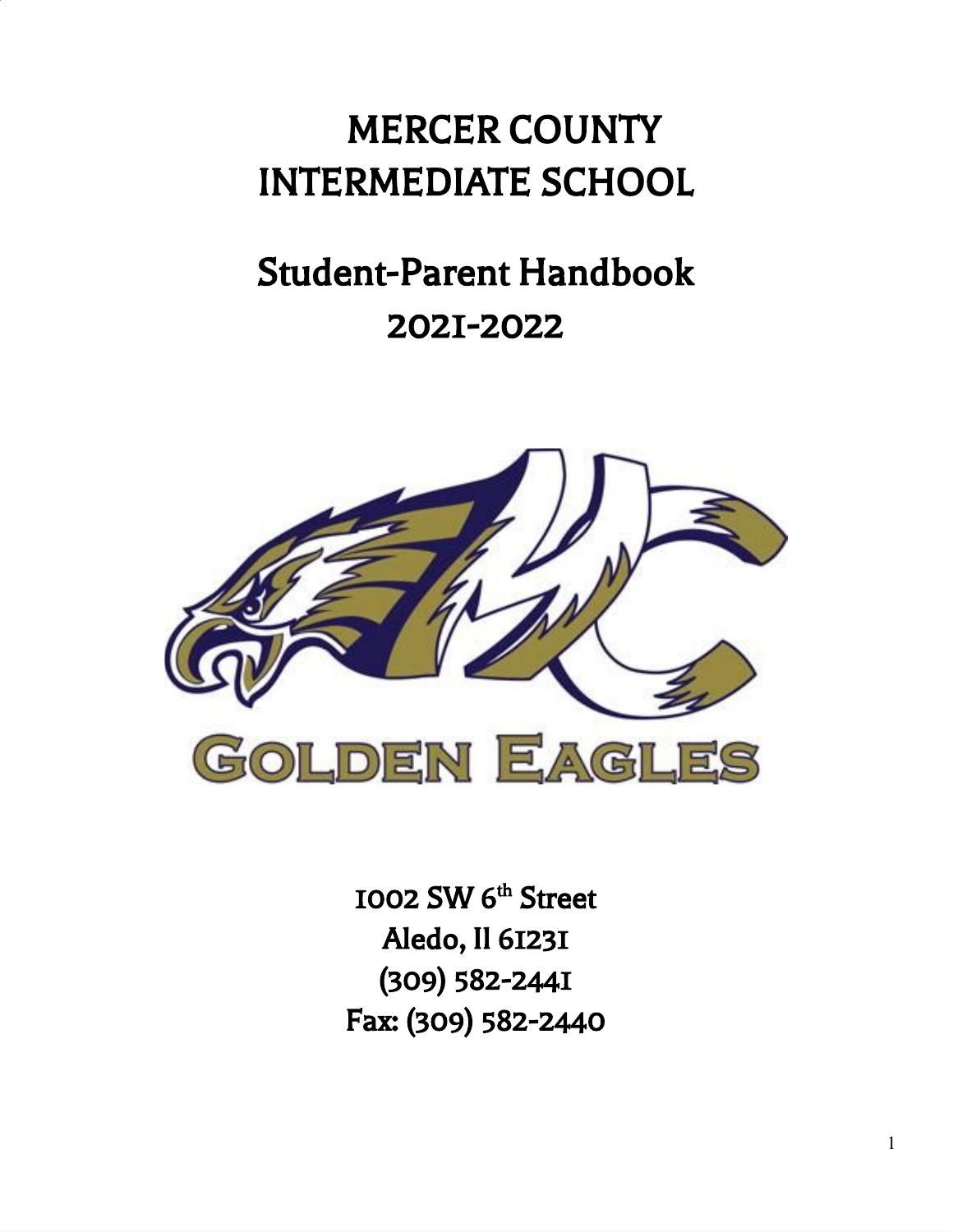# MERCER COUNTY INTERMEDIATE SCHOOL

## Student-Parent Handbook 2021-2022

GOLDEN EAGLES

1002 SW 6th Street
Aledo, Il 61231
(309) 582-2441
Fax: (309) 582-2440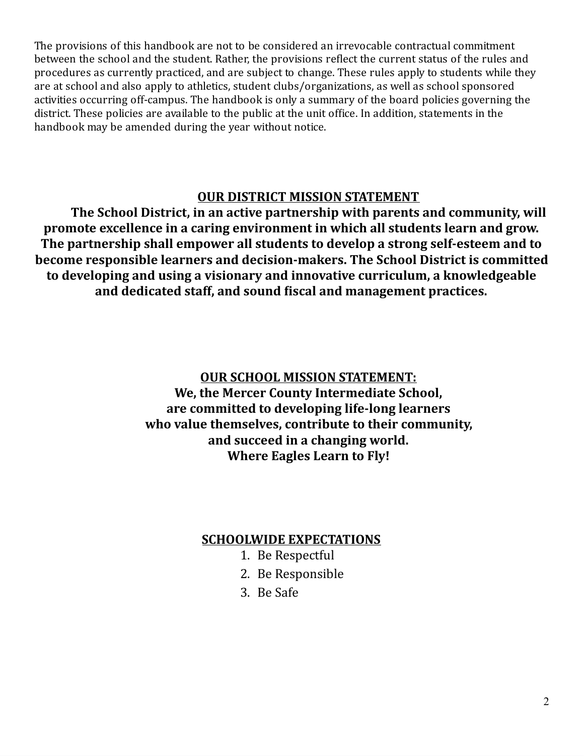The provisions of this handbook are not to be considered an irrevocable contractual commitment between the school and the student. Rather, the provisions reflect the current status of the rules and procedures as currently practiced, and are subject to change. These rules apply to students while they are at school and also apply to athletics, student clubs/organizations, as well as school sponsored activities occurring off-campus. The handbook is only a summary of the board policies governing the district. These policies are available to the public at the unit office. In addition, statements in the handbook may be amended during the year without notice.

## OUR DISTRICT MISSION STATEMENT

**The School District, in an active partnership with parents and community, will promote excellence in a caring environment in which all students learn and grow. The partnership shall empower all students to develop a strong self-esteem and to become responsible learners and decision-makers. The School District is committed to developing and using a visionary and innovative curriculum, a knowledgeable and dedicated staff, and sound fiscal and management practices.**

## OUR SCHOOL MISSION STATEMENT:

**We, the Mercer County Intermediate School,**
**are committed to developing life-long learners**
**who value themselves, contribute to their community,**
**and succeed in a changing world.**
**Where Eagles Learn to Fly!**

## SCHOOLWIDE EXPECTATIONS

1. Be Respectful
2. Be Responsible
3. Be Safe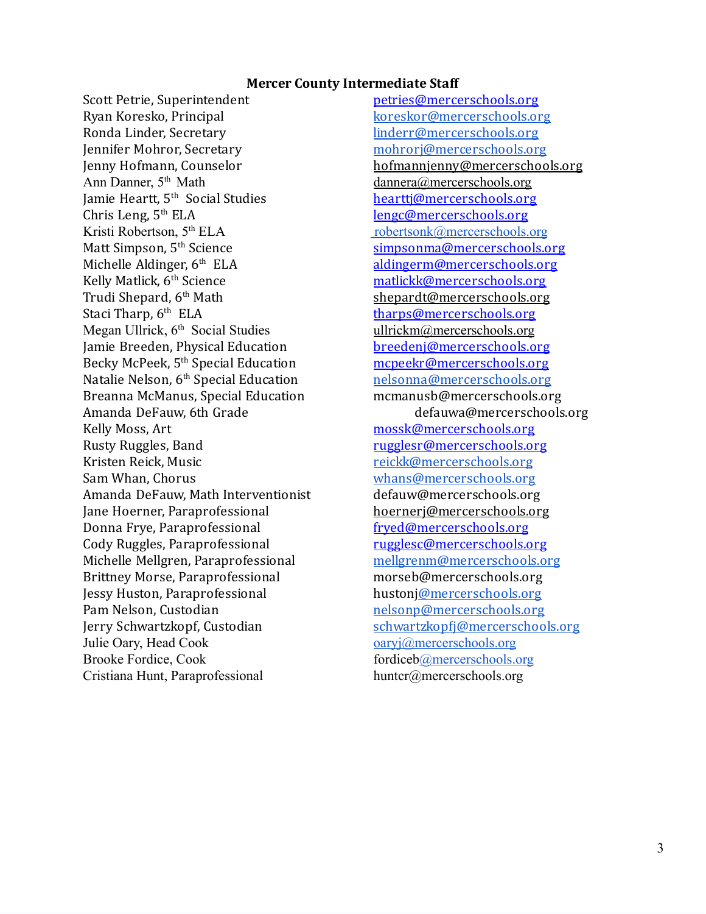## Mercer County Intermediate Staff

| Name | Email |
|---|---|
| Scott Petrie, Superintendent | petries@mercerschools.org |
| Ryan Koresko, Principal | koreskor@mercerschools.org |
| Ronda Linder, Secretary | linderr@mercerschools.org |
| Jennifer Mohror, Secretary | mohrorj@mercerschools.org |
| Jenny Hofmann, Counselor | hofmannjenny@mercerschools.org |
| Ann Danner, 5th Math | dannera@mercerschools.org |
| Jamie Heartt, 5th Social Studies | hearttj@mercerschools.org |
| Chris Leng, 5th ELA | lengc@mercerschools.org |
| Kristi Robertson, 5th ELA | robertsonk@mercerschools.org |
| Matt Simpson, 5th Science | simpsonma@mercerschools.org |
| Michelle Aldinger, 6th ELA | aldingerm@mercerschools.org |
| Kelly Matlick, 6th Science | matlickk@mercerschools.org |
| Trudi Shepard, 6th Math | shepardt@mercerschools.org |
| Staci Tharp, 6th ELA | tharps@mercerschools.org |
| Megan Ullrick, 6th Social Studies | ullrickm@mercerschools.org |
| Jamie Breeden, Physical Education | breedenj@mercerschools.org |
| Becky McPeek, 5th Special Education | mcpeekr@mercerschools.org |
| Natalie Nelson, 6th Special Education | nelsonna@mercerschools.org |
| Breanna McManus, Special Education | mcmanusb@mercerschools.org |
| Amanda DeFauw, 6th Grade | defauwa@mercerschools.org |
| Kelly Moss, Art | mossk@mercerschools.org |
| Rusty Ruggles, Band | rugglesr@mercerschools.org |
| Kristen Reick, Music | reickk@mercerschools.org |
| Sam Whan, Chorus | whans@mercerschools.org |
| Amanda DeFauw, Math Interventionist | defauw@mercerschools.org |
| Jane Hoerner, Paraprofessional | hoernerj@mercerschools.org |
| Donna Frye, Paraprofessional | fryed@mercerschools.org |
| Cody Ruggles, Paraprofessional | rugglesc@mercerschools.org |
| Michelle Mellgren, Paraprofessional | mellgrenm@mercerschools.org |
| Brittney Morse, Paraprofessional | morseb@mercerschools.org |
| Jessy Huston, Paraprofessional | hustonj@mercerschools.org |
| Pam Nelson, Custodian | nelsonp@mercerschools.org |
| Jerry Schwartzkopf, Custodian | schwartzkopfj@mercerschools.org |
| Julie Oary, Head Cook | oaryj@mercerschools.org |
| Brooke Fordice, Cook | fordiceb@mercerschools.org |
| Cristiana Hunt, Paraprofessional | huntcr@mercerschools.org |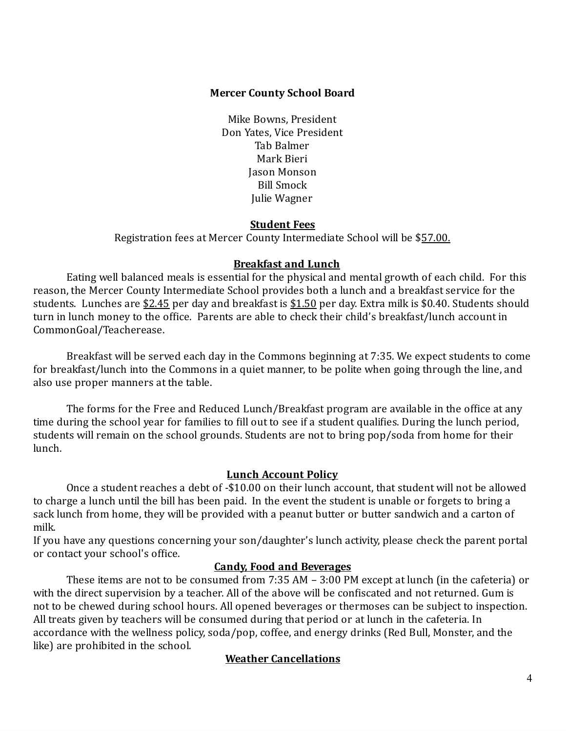**Mercer County School Board**

Mike Bowns, President
Don Yates, Vice President
Tab Balmer
Mark Bieri
Jason Monson
Bill Smock
Julie Wagner

## Student Fees

Registration fees at Mercer County Intermediate School will be $57.00.

## Breakfast and Lunch

Eating well balanced meals is essential for the physical and mental growth of each child. For this reason, the Mercer County Intermediate School provides both a lunch and a breakfast service for the students. Lunches are $2.45 per day and breakfast is $1.50 per day. Extra milk is $0.40. Students should turn in lunch money to the office. Parents are able to check their child's breakfast/lunch account in CommonGoal/Teacherease.

Breakfast will be served each day in the Commons beginning at 7:35. We expect students to come for breakfast/lunch into the Commons in a quiet manner, to be polite when going through the line, and also use proper manners at the table.

The forms for the Free and Reduced Lunch/Breakfast program are available in the office at any time during the school year for families to fill out to see if a student qualifies. During the lunch period, students will remain on the school grounds. Students are not to bring pop/soda from home for their lunch.

## Lunch Account Policy

Once a student reaches a debt of -$10.00 on their lunch account, that student will not be allowed to charge a lunch until the bill has been paid. In the event the student is unable or forgets to bring a sack lunch from home, they will be provided with a peanut butter or butter sandwich and a carton of milk.
If you have any questions concerning your son/daughter's lunch activity, please check the parent portal or contact your school's office.

## Candy, Food and Beverages

These items are not to be consumed from 7:35 AM – 3:00 PM except at lunch (in the cafeteria) or with the direct supervision by a teacher. All of the above will be confiscated and not returned. Gum is not to be chewed during school hours. All opened beverages or thermoses can be subject to inspection. All treats given by teachers will be consumed during that period or at lunch in the cafeteria. In accordance with the wellness policy, soda/pop, coffee, and energy drinks (Red Bull, Monster, and the like) are prohibited in the school.

## Weather Cancellations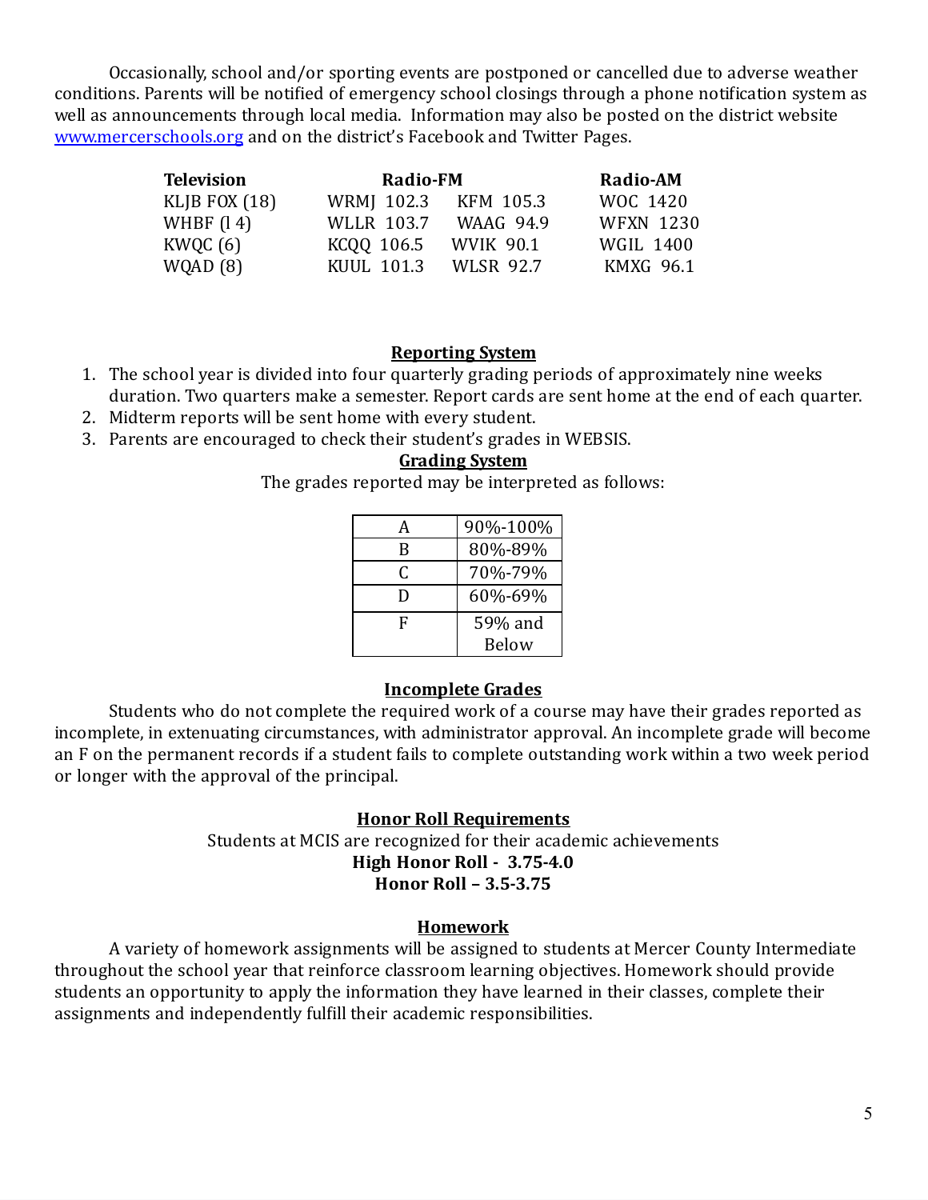Occasionally, school and/or sporting events are postponed or cancelled due to adverse weather conditions. Parents will be notified of emergency school closings through a phone notification system as well as announcements through local media. Information may also be posted on the district website [www.mercerschools.org](http://www.mercerschools.org) and on the district's Facebook and Twitter Pages.

| Television | Radio-FM | | Radio-AM |
|---|---|---|---|
| KLJB FOX (18) | WRMJ 102.3 | KFM 105.3 | WOC 1420 |
| WHBF (l 4) | WLLR 103.7 | WAAG 94.9 | WFXN 1230 |
| KWQC (6) | KCQQ 106.5 | WVIK 90.1 | WGIL 1400 |
| WQAD (8) | KUUL 101.3 | WLSR 92.7 | KMXG 96.1 |

## Reporting System

1. The school year is divided into four quarterly grading periods of approximately nine weeks duration. Two quarters make a semester. Report cards are sent home at the end of each quarter.
2. Midterm reports will be sent home with every student.
3. Parents are encouraged to check their student's grades in WEBSIS.

## Grading System

The grades reported may be interpreted as follows:

| Grade | Percentage |
|---|---|
| A | 90%-100% |
| B | 80%-89% |
| C | 70%-79% |
| D | 60%-69% |
| F | 59% and Below |

## Incomplete Grades

Students who do not complete the required work of a course may have their grades reported as incomplete, in extenuating circumstances, with administrator approval. An incomplete grade will become an F on the permanent records if a student fails to complete outstanding work within a two week period or longer with the approval of the principal.

## Honor Roll Requirements

Students at MCIS are recognized for their academic achievements

**High Honor Roll - 3.75-4.0**

**Honor Roll – 3.5-3.75**

## Homework

A variety of homework assignments will be assigned to students at Mercer County Intermediate throughout the school year that reinforce classroom learning objectives. Homework should provide students an opportunity to apply the information they have learned in their classes, complete their assignments and independently fulfill their academic responsibilities.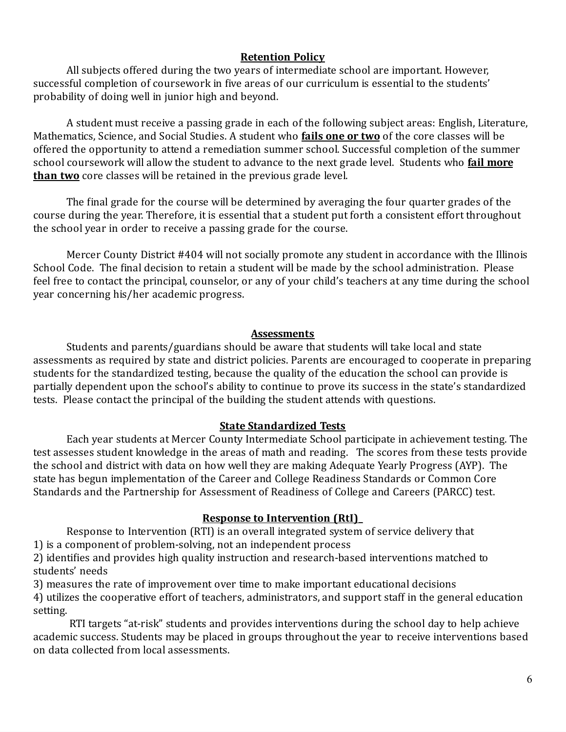## Retention Policy

All subjects offered during the two years of intermediate school are important. However, successful completion of coursework in five areas of our curriculum is essential to the students' probability of doing well in junior high and beyond.

A student must receive a passing grade in each of the following subject areas: English, Literature, Mathematics, Science, and Social Studies. A student who **fails one or two** of the core classes will be offered the opportunity to attend a remediation summer school. Successful completion of the summer school coursework will allow the student to advance to the next grade level. Students who **fail more than two** core classes will be retained in the previous grade level.

The final grade for the course will be determined by averaging the four quarter grades of the course during the year. Therefore, it is essential that a student put forth a consistent effort throughout the school year in order to receive a passing grade for the course.

Mercer County District #404 will not socially promote any student in accordance with the Illinois School Code. The final decision to retain a student will be made by the school administration. Please feel free to contact the principal, counselor, or any of your child's teachers at any time during the school year concerning his/her academic progress.

## Assessments

Students and parents/guardians should be aware that students will take local and state assessments as required by state and district policies. Parents are encouraged to cooperate in preparing students for the standardized testing, because the quality of the education the school can provide is partially dependent upon the school's ability to continue to prove its success in the state's standardized tests. Please contact the principal of the building the student attends with questions.

## State Standardized Tests

Each year students at Mercer County Intermediate School participate in achievement testing. The test assesses student knowledge in the areas of math and reading. The scores from these tests provide the school and district with data on how well they are making Adequate Yearly Progress (AYP). The state has begun implementation of the Career and College Readiness Standards or Common Core Standards and the Partnership for Assessment of Readiness of College and Careers (PARCC) test.

## Response to Intervention (RtI)

Response to Intervention (RTI) is an overall integrated system of service delivery that
1) is a component of problem-solving, not an independent process
2) identifies and provides high quality instruction and research-based interventions matched to students' needs
3) measures the rate of improvement over time to make important educational decisions
4) utilizes the cooperative effort of teachers, administrators, and support staff in the general education setting.

RTI targets "at-risk" students and provides interventions during the school day to help achieve academic success. Students may be placed in groups throughout the year to receive interventions based on data collected from local assessments.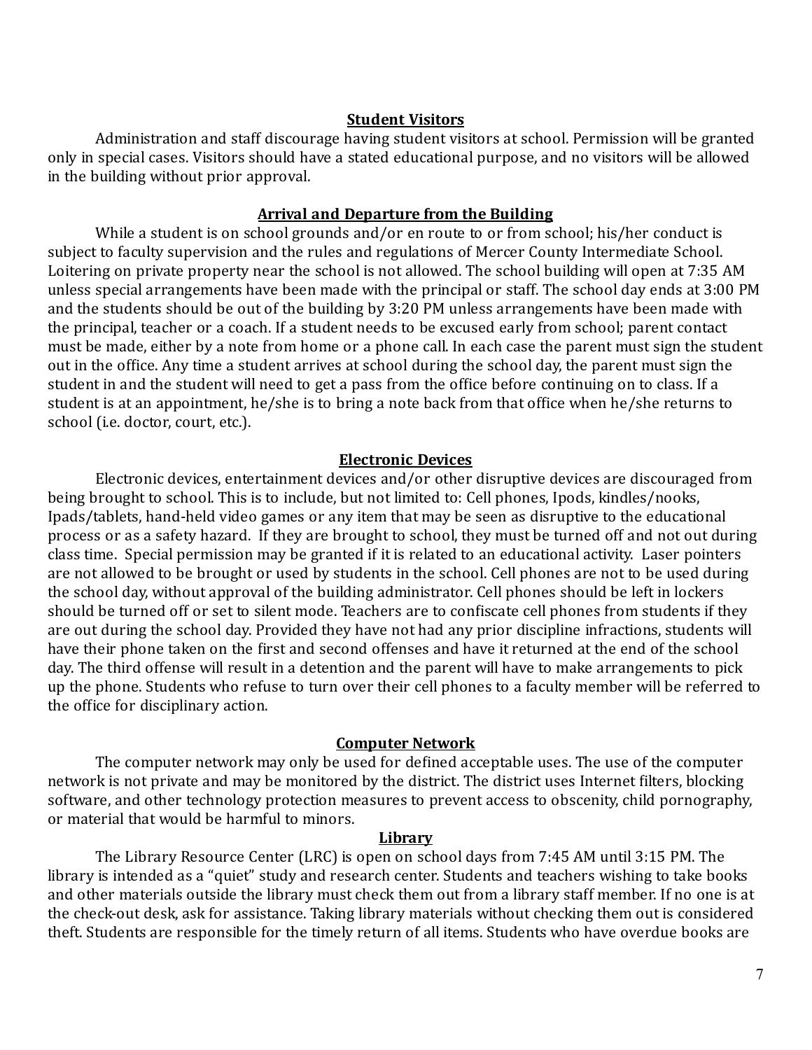## Student Visitors

Administration and staff discourage having student visitors at school. Permission will be granted only in special cases. Visitors should have a stated educational purpose, and no visitors will be allowed in the building without prior approval.

## Arrival and Departure from the Building

While a student is on school grounds and/or en route to or from school; his/her conduct is subject to faculty supervision and the rules and regulations of Mercer County Intermediate School. Loitering on private property near the school is not allowed. The school building will open at 7:35 AM unless special arrangements have been made with the principal or staff. The school day ends at 3:00 PM and the students should be out of the building by 3:20 PM unless arrangements have been made with the principal, teacher or a coach. If a student needs to be excused early from school; parent contact must be made, either by a note from home or a phone call. In each case the parent must sign the student out in the office. Any time a student arrives at school during the school day, the parent must sign the student in and the student will need to get a pass from the office before continuing on to class. If a student is at an appointment, he/she is to bring a note back from that office when he/she returns to school (i.e. doctor, court, etc.).

## Electronic Devices

Electronic devices, entertainment devices and/or other disruptive devices are discouraged from being brought to school. This is to include, but not limited to: Cell phones, Ipods, kindles/nooks, Ipads/tablets, hand-held video games or any item that may be seen as disruptive to the educational process or as a safety hazard. If they are brought to school, they must be turned off and not out during class time. Special permission may be granted if it is related to an educational activity. Laser pointers are not allowed to be brought or used by students in the school. Cell phones are not to be used during the school day, without approval of the building administrator. Cell phones should be left in lockers should be turned off or set to silent mode. Teachers are to confiscate cell phones from students if they are out during the school day. Provided they have not had any prior discipline infractions, students will have their phone taken on the first and second offenses and have it returned at the end of the school day. The third offense will result in a detention and the parent will have to make arrangements to pick up the phone. Students who refuse to turn over their cell phones to a faculty member will be referred to the office for disciplinary action.

## Computer Network

The computer network may only be used for defined acceptable uses. The use of the computer network is not private and may be monitored by the district. The district uses Internet filters, blocking software, and other technology protection measures to prevent access to obscenity, child pornography, or material that would be harmful to minors.

## Library

The Library Resource Center (LRC) is open on school days from 7:45 AM until 3:15 PM. The library is intended as a "quiet" study and research center. Students and teachers wishing to take books and other materials outside the library must check them out from a library staff member. If no one is at the check-out desk, ask for assistance. Taking library materials without checking them out is considered theft. Students are responsible for the timely return of all items. Students who have overdue books are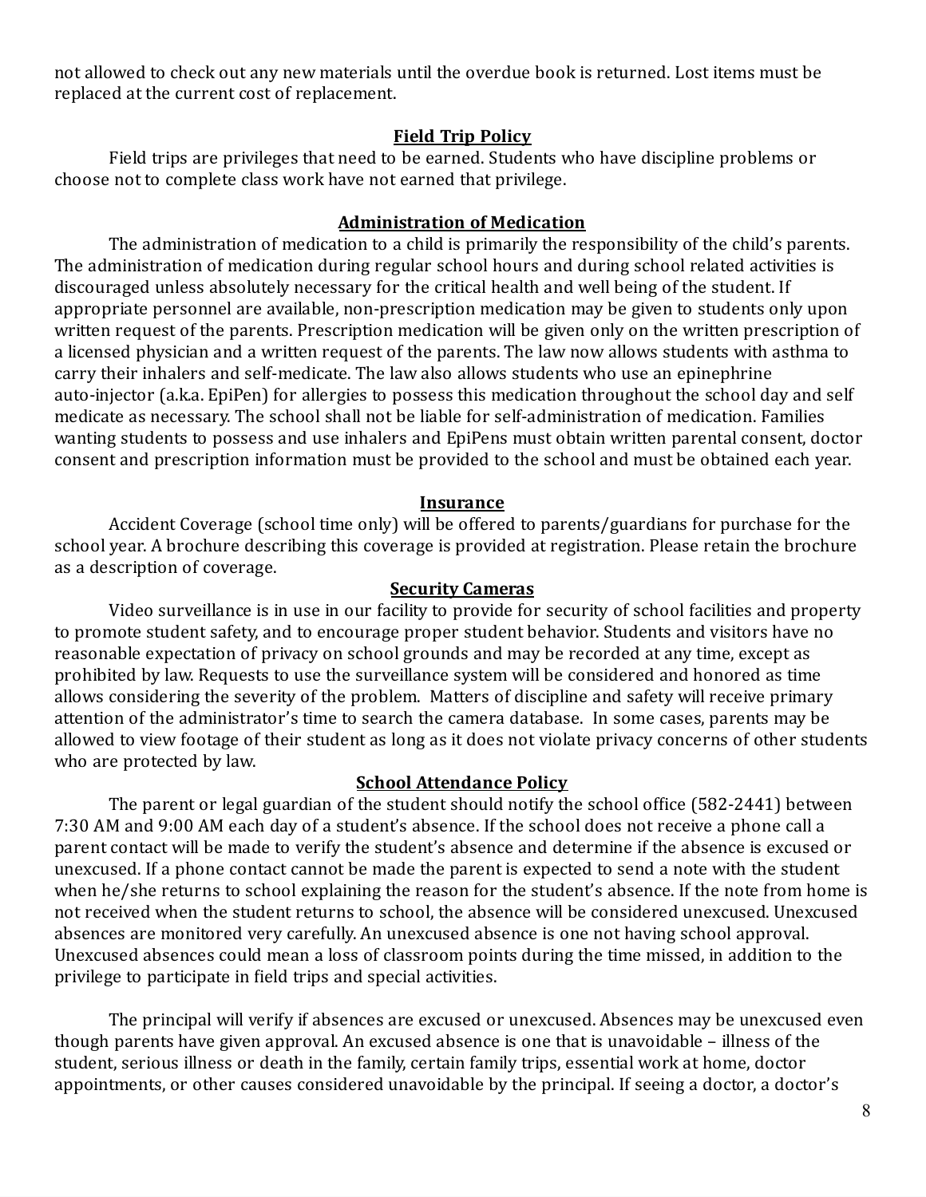not allowed to check out any new materials until the overdue book is returned. Lost items must be replaced at the current cost of replacement.

## Field Trip Policy

Field trips are privileges that need to be earned. Students who have discipline problems or choose not to complete class work have not earned that privilege.

## Administration of Medication

The administration of medication to a child is primarily the responsibility of the child's parents. The administration of medication during regular school hours and during school related activities is discouraged unless absolutely necessary for the critical health and well being of the student. If appropriate personnel are available, non-prescription medication may be given to students only upon written request of the parents. Prescription medication will be given only on the written prescription of a licensed physician and a written request of the parents. The law now allows students with asthma to carry their inhalers and self-medicate. The law also allows students who use an epinephrine auto-injector (a.k.a. EpiPen) for allergies to possess this medication throughout the school day and self medicate as necessary. The school shall not be liable for self-administration of medication. Families wanting students to possess and use inhalers and EpiPens must obtain written parental consent, doctor consent and prescription information must be provided to the school and must be obtained each year.

## Insurance

Accident Coverage (school time only) will be offered to parents/guardians for purchase for the school year. A brochure describing this coverage is provided at registration. Please retain the brochure as a description of coverage.

## Security Cameras

Video surveillance is in use in our facility to provide for security of school facilities and property to promote student safety, and to encourage proper student behavior. Students and visitors have no reasonable expectation of privacy on school grounds and may be recorded at any time, except as prohibited by law. Requests to use the surveillance system will be considered and honored as time allows considering the severity of the problem. Matters of discipline and safety will receive primary attention of the administrator's time to search the camera database. In some cases, parents may be allowed to view footage of their student as long as it does not violate privacy concerns of other students who are protected by law.

## School Attendance Policy

The parent or legal guardian of the student should notify the school office (582-2441) between 7:30 AM and 9:00 AM each day of a student's absence. If the school does not receive a phone call a parent contact will be made to verify the student's absence and determine if the absence is excused or unexcused. If a phone contact cannot be made the parent is expected to send a note with the student when he/she returns to school explaining the reason for the student's absence. If the note from home is not received when the student returns to school, the absence will be considered unexcused. Unexcused absences are monitored very carefully. An unexcused absence is one not having school approval. Unexcused absences could mean a loss of classroom points during the time missed, in addition to the privilege to participate in field trips and special activities.

The principal will verify if absences are excused or unexcused. Absences may be unexcused even though parents have given approval. An excused absence is one that is unavoidable – illness of the student, serious illness or death in the family, certain family trips, essential work at home, doctor appointments, or other causes considered unavoidable by the principal. If seeing a doctor, a doctor's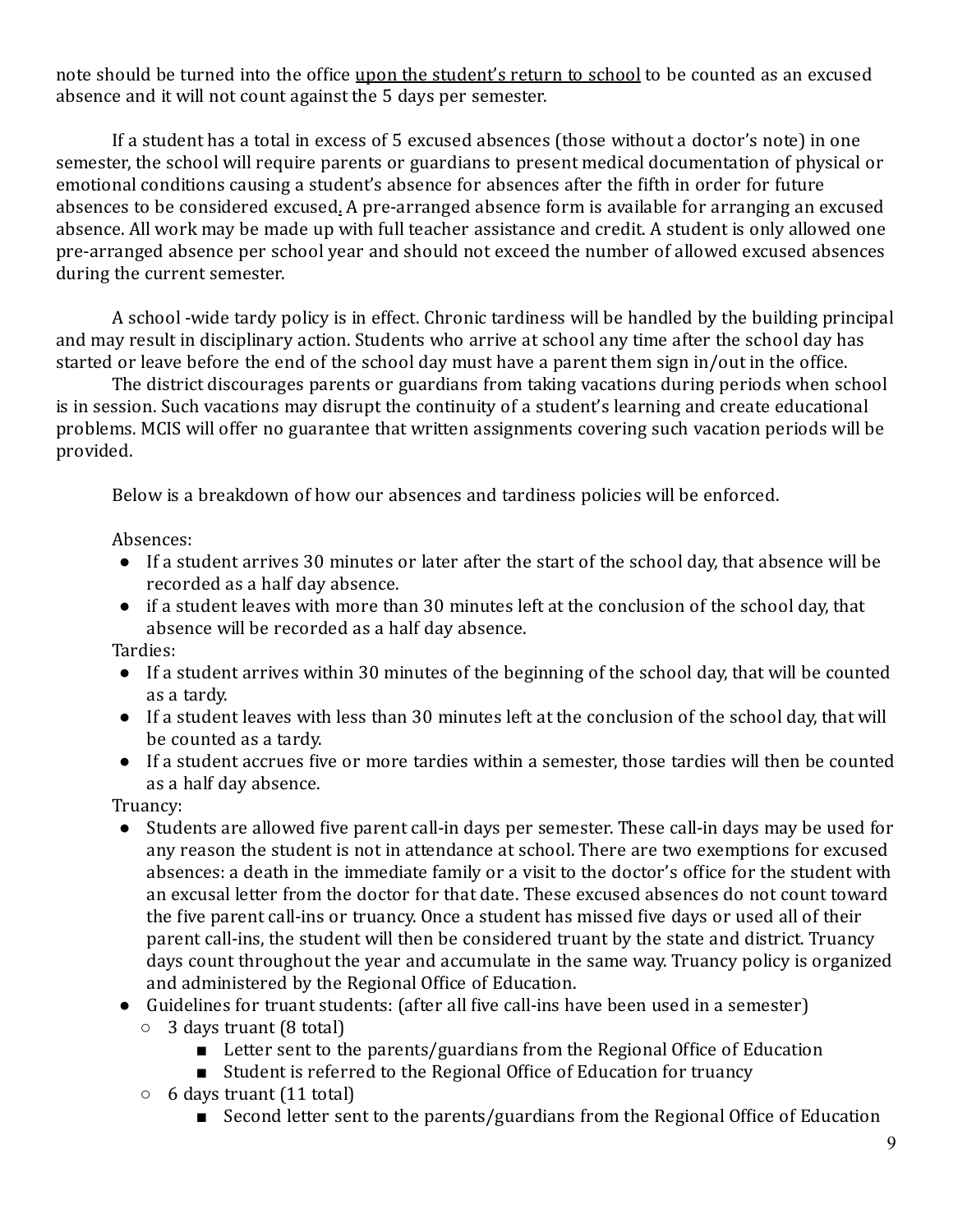note should be turned into the office upon the student's return to school to be counted as an excused absence and it will not count against the 5 days per semester.

If a student has a total in excess of 5 excused absences (those without a doctor's note) in one semester, the school will require parents or guardians to present medical documentation of physical or emotional conditions causing a student's absence for absences after the fifth in order for future absences to be considered excused. A pre-arranged absence form is available for arranging an excused absence. All work may be made up with full teacher assistance and credit. A student is only allowed one pre-arranged absence per school year and should not exceed the number of allowed excused absences during the current semester.

A school -wide tardy policy is in effect. Chronic tardiness will be handled by the building principal and may result in disciplinary action. Students who arrive at school any time after the school day has started or leave before the end of the school day must have a parent them sign in/out in the office.

The district discourages parents or guardians from taking vacations during periods when school is in session. Such vacations may disrupt the continuity of a student's learning and create educational problems. MCIS will offer no guarantee that written assignments covering such vacation periods will be provided.

Below is a breakdown of how our absences and tardiness policies will be enforced.

Absences:

- If a student arrives 30 minutes or later after the start of the school day, that absence will be recorded as a half day absence.
- if a student leaves with more than 30 minutes left at the conclusion of the school day, that absence will be recorded as a half day absence.

Tardies:

- If a student arrives within 30 minutes of the beginning of the school day, that will be counted as a tardy.
- If a student leaves with less than 30 minutes left at the conclusion of the school day, that will be counted as a tardy.
- If a student accrues five or more tardies within a semester, those tardies will then be counted as a half day absence.

Truancy:

- Students are allowed five parent call-in days per semester. These call-in days may be used for any reason the student is not in attendance at school. There are two exemptions for excused absences: a death in the immediate family or a visit to the doctor's office for the student with an excusal letter from the doctor for that date. These excused absences do not count toward the five parent call-ins or truancy. Once a student has missed five days or used all of their parent call-ins, the student will then be considered truant by the state and district. Truancy days count throughout the year and accumulate in the same way. Truancy policy is organized and administered by the Regional Office of Education.
- Guidelines for truant students: (after all five call-ins have been used in a semester)
  - 3 days truant (8 total)
    - Letter sent to the parents/guardians from the Regional Office of Education
    - Student is referred to the Regional Office of Education for truancy
  - 6 days truant (11 total)
    - Second letter sent to the parents/guardians from the Regional Office of Education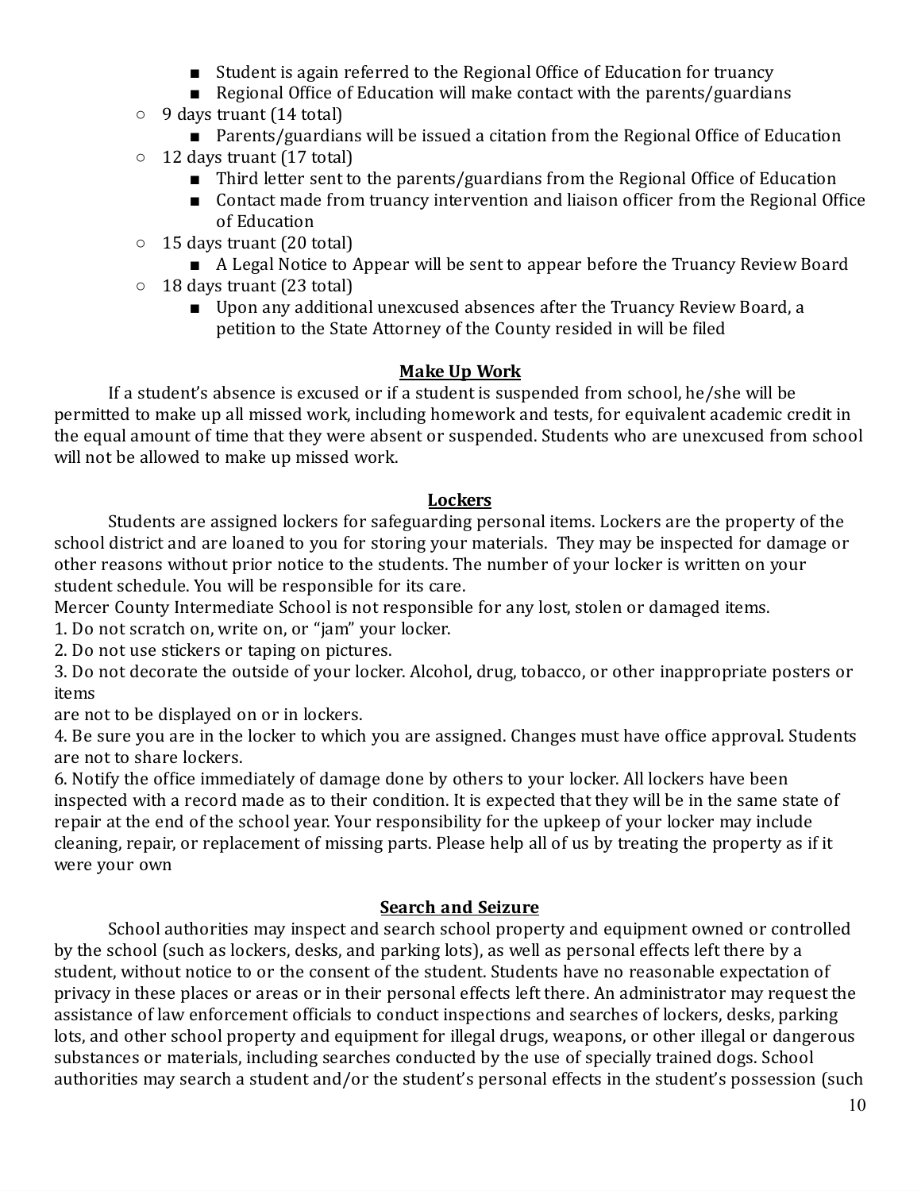- Student is again referred to the Regional Office of Education for truancy
        - Regional Office of Education will make contact with the parents/guardians
    - 9 days truant (14 total)
        - Parents/guardians will be issued a citation from the Regional Office of Education
    - 12 days truant (17 total)
        - Third letter sent to the parents/guardians from the Regional Office of Education
        - Contact made from truancy intervention and liaison officer from the Regional Office of Education
    - 15 days truant (20 total)
        - A Legal Notice to Appear will be sent to appear before the Truancy Review Board
    - 18 days truant (23 total)
        - Upon any additional unexcused absences after the Truancy Review Board, a petition to the State Attorney of the County resided in will be filed

## Make Up Work

If a student's absence is excused or if a student is suspended from school, he/she will be permitted to make up all missed work, including homework and tests, for equivalent academic credit in the equal amount of time that they were absent or suspended. Students who are unexcused from school will not be allowed to make up missed work.

## Lockers

Students are assigned lockers for safeguarding personal items. Lockers are the property of the school district and are loaned to you for storing your materials. They may be inspected for damage or other reasons without prior notice to the students. The number of your locker is written on your student schedule. You will be responsible for its care.
Mercer County Intermediate School is not responsible for any lost, stolen or damaged items.
1. Do not scratch on, write on, or "jam" your locker.
2. Do not use stickers or taping on pictures.
3. Do not decorate the outside of your locker. Alcohol, drug, tobacco, or other inappropriate posters or items
are not to be displayed on or in lockers.
4. Be sure you are in the locker to which you are assigned. Changes must have office approval. Students are not to share lockers.
6. Notify the office immediately of damage done by others to your locker. All lockers have been inspected with a record made as to their condition. It is expected that they will be in the same state of repair at the end of the school year. Your responsibility for the upkeep of your locker may include cleaning, repair, or replacement of missing parts. Please help all of us by treating the property as if it were your own

## Search and Seizure

School authorities may inspect and search school property and equipment owned or controlled by the school (such as lockers, desks, and parking lots), as well as personal effects left there by a student, without notice to or the consent of the student. Students have no reasonable expectation of privacy in these places or areas or in their personal effects left there. An administrator may request the assistance of law enforcement officials to conduct inspections and searches of lockers, desks, parking lots, and other school property and equipment for illegal drugs, weapons, or other illegal or dangerous substances or materials, including searches conducted by the use of specially trained dogs. School authorities may search a student and/or the student's personal effects in the student's possession (such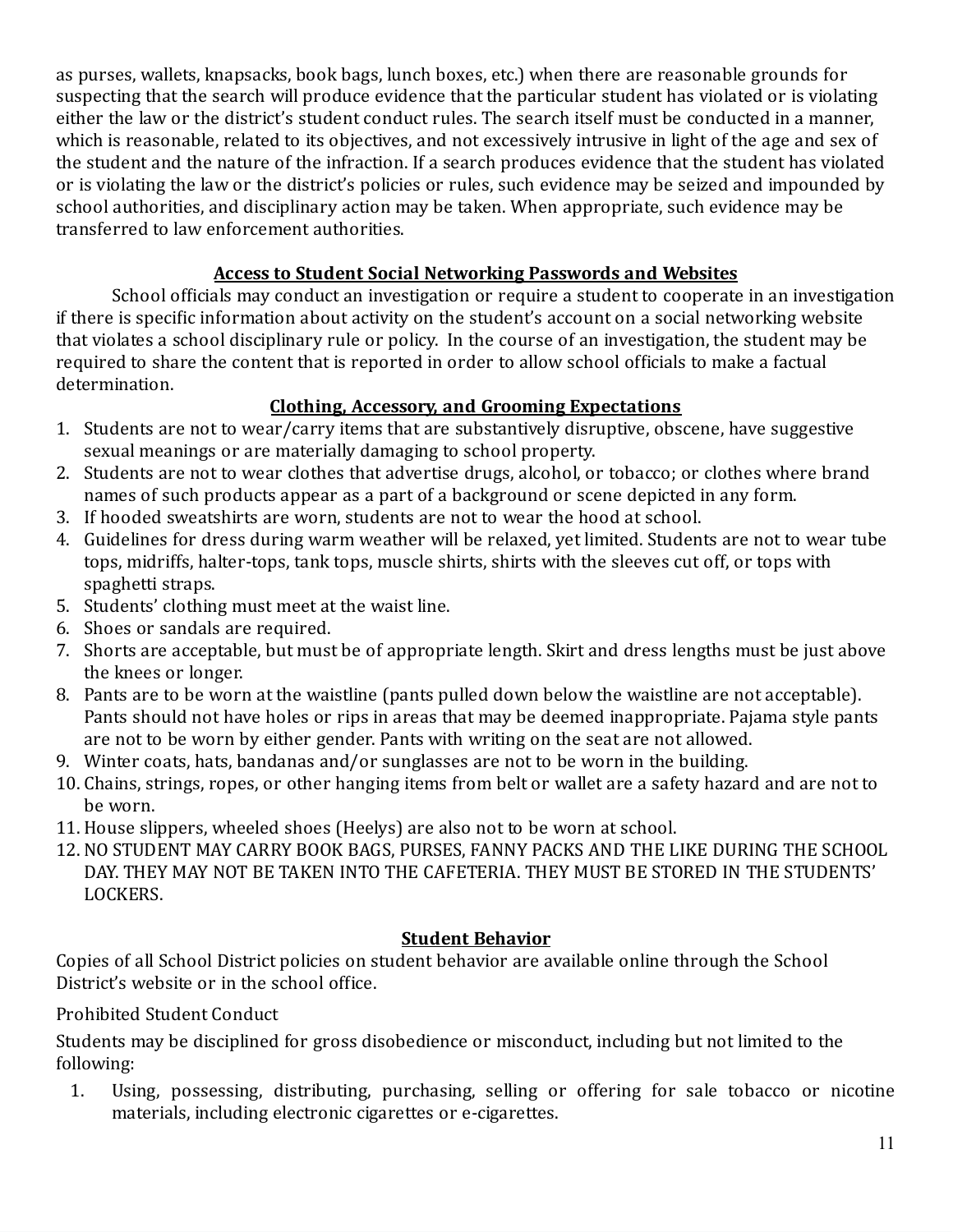as purses, wallets, knapsacks, book bags, lunch boxes, etc.) when there are reasonable grounds for suspecting that the search will produce evidence that the particular student has violated or is violating either the law or the district's student conduct rules. The search itself must be conducted in a manner, which is reasonable, related to its objectives, and not excessively intrusive in light of the age and sex of the student and the nature of the infraction. If a search produces evidence that the student has violated or is violating the law or the district's policies or rules, such evidence may be seized and impounded by school authorities, and disciplinary action may be taken. When appropriate, such evidence may be transferred to law enforcement authorities.

## Access to Student Social Networking Passwords and Websites

School officials may conduct an investigation or require a student to cooperate in an investigation if there is specific information about activity on the student's account on a social networking website that violates a school disciplinary rule or policy. In the course of an investigation, the student may be required to share the content that is reported in order to allow school officials to make a factual determination.

## Clothing, Accessory, and Grooming Expectations

1. Students are not to wear/carry items that are substantively disruptive, obscene, have suggestive sexual meanings or are materially damaging to school property.
2. Students are not to wear clothes that advertise drugs, alcohol, or tobacco; or clothes where brand names of such products appear as a part of a background or scene depicted in any form.
3. If hooded sweatshirts are worn, students are not to wear the hood at school.
4. Guidelines for dress during warm weather will be relaxed, yet limited. Students are not to wear tube tops, midriffs, halter-tops, tank tops, muscle shirts, shirts with the sleeves cut off, or tops with spaghetti straps.
5. Students' clothing must meet at the waist line.
6. Shoes or sandals are required.
7. Shorts are acceptable, but must be of appropriate length. Skirt and dress lengths must be just above the knees or longer.
8. Pants are to be worn at the waistline (pants pulled down below the waistline are not acceptable). Pants should not have holes or rips in areas that may be deemed inappropriate. Pajama style pants are not to be worn by either gender. Pants with writing on the seat are not allowed.
9. Winter coats, hats, bandanas and/or sunglasses are not to be worn in the building.
10. Chains, strings, ropes, or other hanging items from belt or wallet are a safety hazard and are not to be worn.
11. House slippers, wheeled shoes (Heelys) are also not to be worn at school.
12. NO STUDENT MAY CARRY BOOK BAGS, PURSES, FANNY PACKS AND THE LIKE DURING THE SCHOOL DAY. THEY MAY NOT BE TAKEN INTO THE CAFETERIA. THEY MUST BE STORED IN THE STUDENTS' LOCKERS.

## Student Behavior

Copies of all School District policies on student behavior are available online through the School District's website or in the school office.

Prohibited Student Conduct

Students may be disciplined for gross disobedience or misconduct, including but not limited to the following:

1. Using, possessing, distributing, purchasing, selling or offering for sale tobacco or nicotine materials, including electronic cigarettes or e-cigarettes.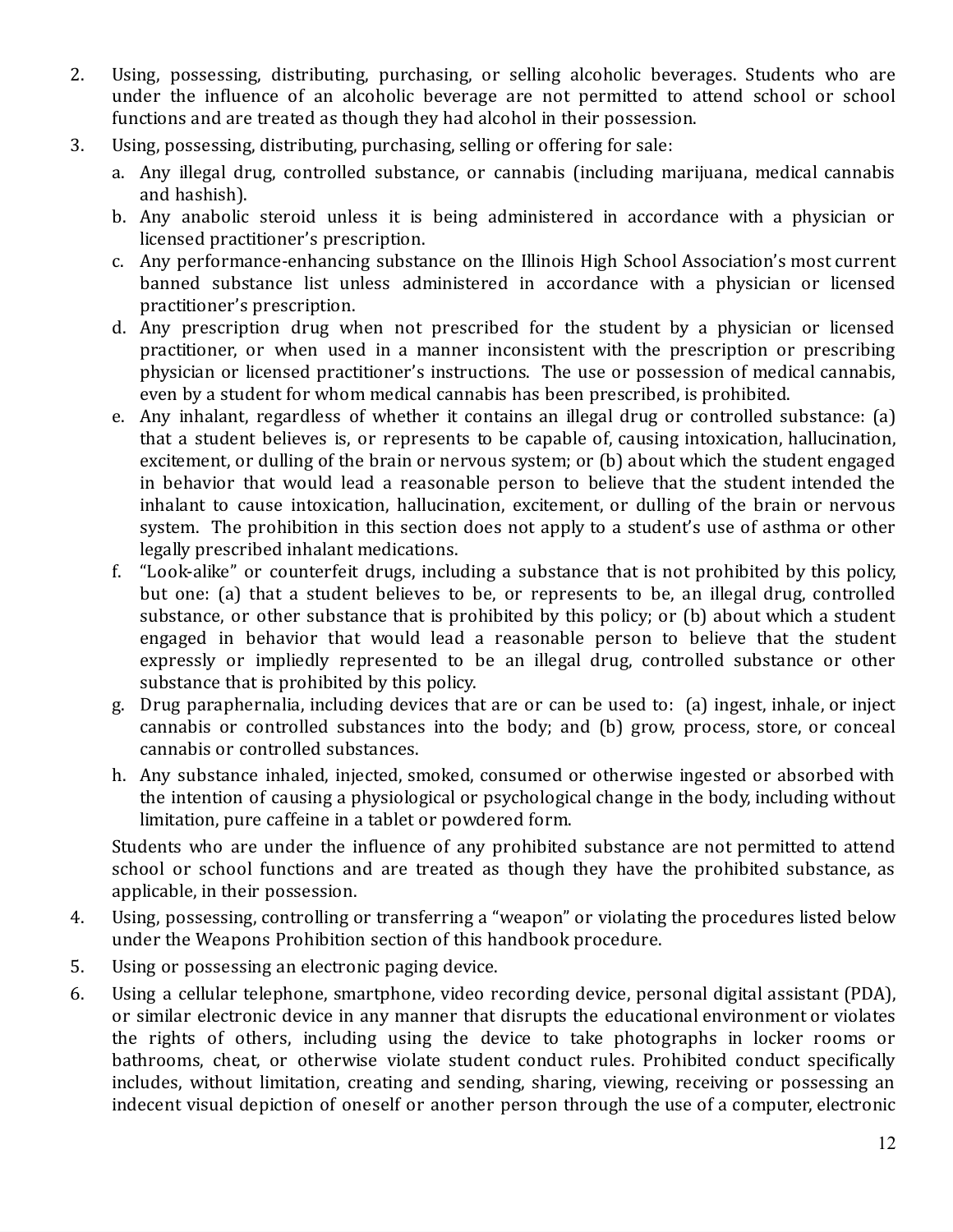2. Using, possessing, distributing, purchasing, or selling alcoholic beverages. Students who are under the influence of an alcoholic beverage are not permitted to attend school or school functions and are treated as though they had alcohol in their possession.
3. Using, possessing, distributing, purchasing, selling or offering for sale:
   a. Any illegal drug, controlled substance, or cannabis (including marijuana, medical cannabis and hashish).
   b. Any anabolic steroid unless it is being administered in accordance with a physician or licensed practitioner's prescription.
   c. Any performance-enhancing substance on the Illinois High School Association's most current banned substance list unless administered in accordance with a physician or licensed practitioner's prescription.
   d. Any prescription drug when not prescribed for the student by a physician or licensed practitioner, or when used in a manner inconsistent with the prescription or prescribing physician or licensed practitioner's instructions. The use or possession of medical cannabis, even by a student for whom medical cannabis has been prescribed, is prohibited.
   e. Any inhalant, regardless of whether it contains an illegal drug or controlled substance: (a) that a student believes is, or represents to be capable of, causing intoxication, hallucination, excitement, or dulling of the brain or nervous system; or (b) about which the student engaged in behavior that would lead a reasonable person to believe that the student intended the inhalant to cause intoxication, hallucination, excitement, or dulling of the brain or nervous system. The prohibition in this section does not apply to a student's use of asthma or other legally prescribed inhalant medications.
   f. "Look-alike" or counterfeit drugs, including a substance that is not prohibited by this policy, but one: (a) that a student believes to be, or represents to be, an illegal drug, controlled substance, or other substance that is prohibited by this policy; or (b) about which a student engaged in behavior that would lead a reasonable person to believe that the student expressly or impliedly represented to be an illegal drug, controlled substance or other substance that is prohibited by this policy.
   g. Drug paraphernalia, including devices that are or can be used to: (a) ingest, inhale, or inject cannabis or controlled substances into the body; and (b) grow, process, store, or conceal cannabis or controlled substances.
   h. Any substance inhaled, injected, smoked, consumed or otherwise ingested or absorbed with the intention of causing a physiological or psychological change in the body, including without limitation, pure caffeine in a tablet or powdered form.

   Students who are under the influence of any prohibited substance are not permitted to attend school or school functions and are treated as though they have the prohibited substance, as applicable, in their possession.
4. Using, possessing, controlling or transferring a "weapon" or violating the procedures listed below under the Weapons Prohibition section of this handbook procedure.
5. Using or possessing an electronic paging device.
6. Using a cellular telephone, smartphone, video recording device, personal digital assistant (PDA), or similar electronic device in any manner that disrupts the educational environment or violates the rights of others, including using the device to take photographs in locker rooms or bathrooms, cheat, or otherwise violate student conduct rules. Prohibited conduct specifically includes, without limitation, creating and sending, sharing, viewing, receiving or possessing an indecent visual depiction of oneself or another person through the use of a computer, electronic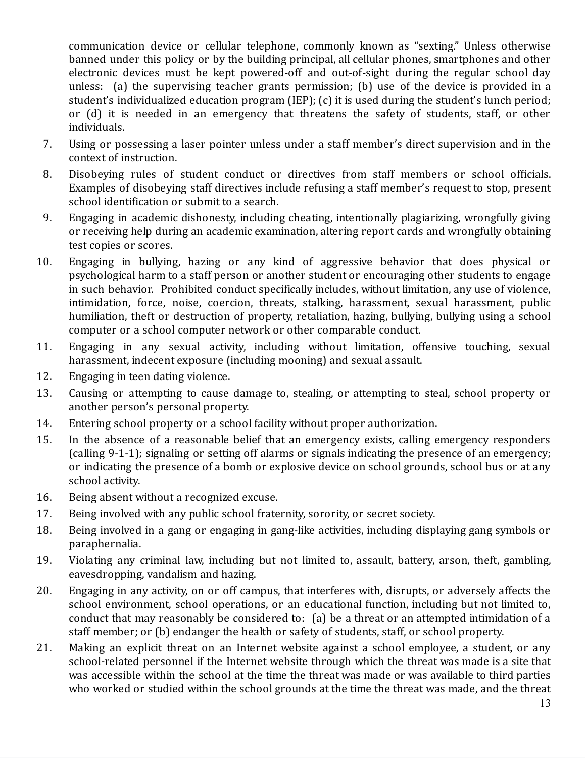communication device or cellular telephone, commonly known as "sexting." Unless otherwise banned under this policy or by the building principal, all cellular phones, smartphones and other electronic devices must be kept powered-off and out-of-sight during the regular school day unless: (a) the supervising teacher grants permission; (b) use of the device is provided in a student's individualized education program (IEP); (c) it is used during the student's lunch period; or (d) it is needed in an emergency that threatens the safety of students, staff, or other individuals.

7. Using or possessing a laser pointer unless under a staff member's direct supervision and in the context of instruction.
8. Disobeying rules of student conduct or directives from staff members or school officials. Examples of disobeying staff directives include refusing a staff member's request to stop, present school identification or submit to a search.
9. Engaging in academic dishonesty, including cheating, intentionally plagiarizing, wrongfully giving or receiving help during an academic examination, altering report cards and wrongfully obtaining test copies or scores.
10. Engaging in bullying, hazing or any kind of aggressive behavior that does physical or psychological harm to a staff person or another student or encouraging other students to engage in such behavior. Prohibited conduct specifically includes, without limitation, any use of violence, intimidation, force, noise, coercion, threats, stalking, harassment, sexual harassment, public humiliation, theft or destruction of property, retaliation, hazing, bullying, bullying using a school computer or a school computer network or other comparable conduct.
11. Engaging in any sexual activity, including without limitation, offensive touching, sexual harassment, indecent exposure (including mooning) and sexual assault.
12. Engaging in teen dating violence.
13. Causing or attempting to cause damage to, stealing, or attempting to steal, school property or another person's personal property.
14. Entering school property or a school facility without proper authorization.
15. In the absence of a reasonable belief that an emergency exists, calling emergency responders (calling 9-1-1); signaling or setting off alarms or signals indicating the presence of an emergency; or indicating the presence of a bomb or explosive device on school grounds, school bus or at any school activity.
16. Being absent without a recognized excuse.
17. Being involved with any public school fraternity, sorority, or secret society.
18. Being involved in a gang or engaging in gang-like activities, including displaying gang symbols or paraphernalia.
19. Violating any criminal law, including but not limited to, assault, battery, arson, theft, gambling, eavesdropping, vandalism and hazing.
20. Engaging in any activity, on or off campus, that interferes with, disrupts, or adversely affects the school environment, school operations, or an educational function, including but not limited to, conduct that may reasonably be considered to: (a) be a threat or an attempted intimidation of a staff member; or (b) endanger the health or safety of students, staff, or school property.
21. Making an explicit threat on an Internet website against a school employee, a student, or any school-related personnel if the Internet website through which the threat was made is a site that was accessible within the school at the time the threat was made or was available to third parties who worked or studied within the school grounds at the time the threat was made, and the threat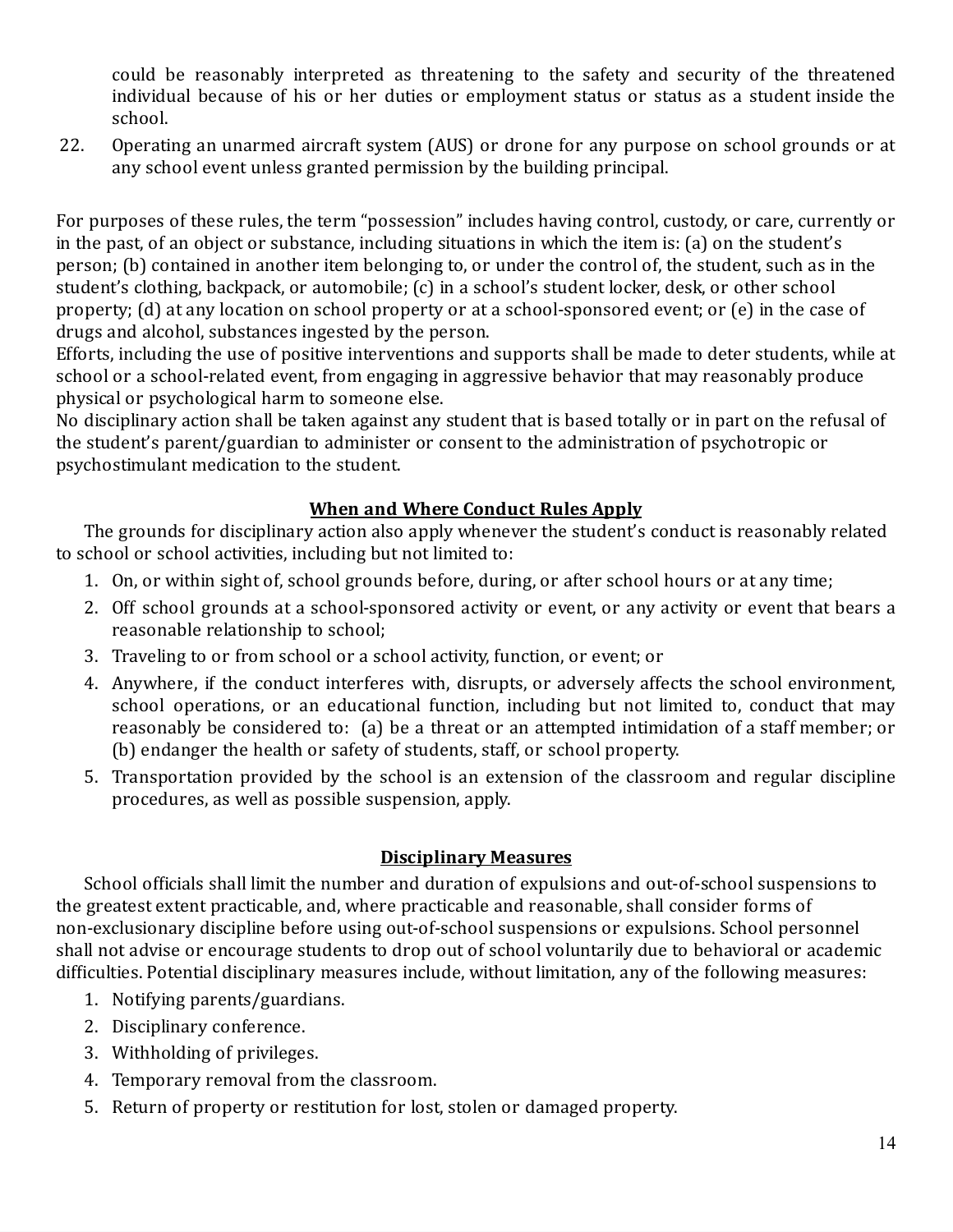could be reasonably interpreted as threatening to the safety and security of the threatened individual because of his or her duties or employment status or status as a student inside the school.

22. Operating an unarmed aircraft system (AUS) or drone for any purpose on school grounds or at any school event unless granted permission by the building principal.

For purposes of these rules, the term "possession" includes having control, custody, or care, currently or in the past, of an object or substance, including situations in which the item is: (a) on the student's person; (b) contained in another item belonging to, or under the control of, the student, such as in the student's clothing, backpack, or automobile; (c) in a school's student locker, desk, or other school property; (d) at any location on school property or at a school-sponsored event; or (e) in the case of drugs and alcohol, substances ingested by the person.

Efforts, including the use of positive interventions and supports shall be made to deter students, while at school or a school-related event, from engaging in aggressive behavior that may reasonably produce physical or psychological harm to someone else.

No disciplinary action shall be taken against any student that is based totally or in part on the refusal of the student's parent/guardian to administer or consent to the administration of psychotropic or psychostimulant medication to the student.

## When and Where Conduct Rules Apply

The grounds for disciplinary action also apply whenever the student's conduct is reasonably related to school or school activities, including but not limited to:

1. On, or within sight of, school grounds before, during, or after school hours or at any time;
2. Off school grounds at a school-sponsored activity or event, or any activity or event that bears a reasonable relationship to school;
3. Traveling to or from school or a school activity, function, or event; or
4. Anywhere, if the conduct interferes with, disrupts, or adversely affects the school environment, school operations, or an educational function, including but not limited to, conduct that may reasonably be considered to: (a) be a threat or an attempted intimidation of a staff member; or (b) endanger the health or safety of students, staff, or school property.
5. Transportation provided by the school is an extension of the classroom and regular discipline procedures, as well as possible suspension, apply.

## Disciplinary Measures

School officials shall limit the number and duration of expulsions and out-of-school suspensions to the greatest extent practicable, and, where practicable and reasonable, shall consider forms of non-exclusionary discipline before using out-of-school suspensions or expulsions. School personnel shall not advise or encourage students to drop out of school voluntarily due to behavioral or academic difficulties. Potential disciplinary measures include, without limitation, any of the following measures:

1. Notifying parents/guardians.
2. Disciplinary conference.
3. Withholding of privileges.
4. Temporary removal from the classroom.
5. Return of property or restitution for lost, stolen or damaged property.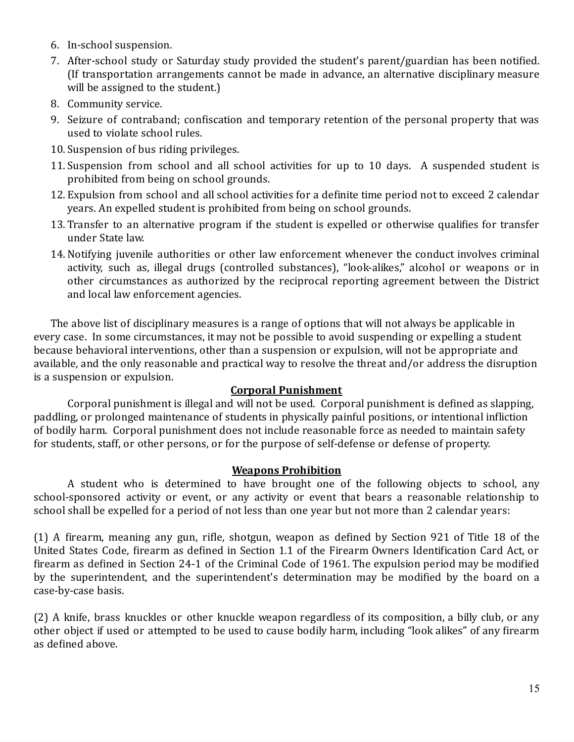6. In-school suspension.
7. After-school study or Saturday study provided the student's parent/guardian has been notified. (If transportation arrangements cannot be made in advance, an alternative disciplinary measure will be assigned to the student.)
8. Community service.
9. Seizure of contraband; confiscation and temporary retention of the personal property that was used to violate school rules.
10. Suspension of bus riding privileges.
11. Suspension from school and all school activities for up to 10 days. A suspended student is prohibited from being on school grounds.
12. Expulsion from school and all school activities for a definite time period not to exceed 2 calendar years. An expelled student is prohibited from being on school grounds.
13. Transfer to an alternative program if the student is expelled or otherwise qualifies for transfer under State law.
14. Notifying juvenile authorities or other law enforcement whenever the conduct involves criminal activity, such as, illegal drugs (controlled substances), "look-alikes," alcohol or weapons or in other circumstances as authorized by the reciprocal reporting agreement between the District and local law enforcement agencies.

The above list of disciplinary measures is a range of options that will not always be applicable in every case. In some circumstances, it may not be possible to avoid suspending or expelling a student because behavioral interventions, other than a suspension or expulsion, will not be appropriate and available, and the only reasonable and practical way to resolve the threat and/or address the disruption is a suspension or expulsion.

## Corporal Punishment

Corporal punishment is illegal and will not be used. Corporal punishment is defined as slapping, paddling, or prolonged maintenance of students in physically painful positions, or intentional infliction of bodily harm. Corporal punishment does not include reasonable force as needed to maintain safety for students, staff, or other persons, or for the purpose of self-defense or defense of property.

## Weapons Prohibition

A student who is determined to have brought one of the following objects to school, any school-sponsored activity or event, or any activity or event that bears a reasonable relationship to school shall be expelled for a period of not less than one year but not more than 2 calendar years:

(1) A firearm, meaning any gun, rifle, shotgun, weapon as defined by Section 921 of Title 18 of the United States Code, firearm as defined in Section 1.1 of the Firearm Owners Identification Card Act, or firearm as defined in Section 24-1 of the Criminal Code of 1961. The expulsion period may be modified by the superintendent, and the superintendent's determination may be modified by the board on a case-by-case basis.

(2) A knife, brass knuckles or other knuckle weapon regardless of its composition, a billy club, or any other object if used or attempted to be used to cause bodily harm, including "look alikes" of any firearm as defined above.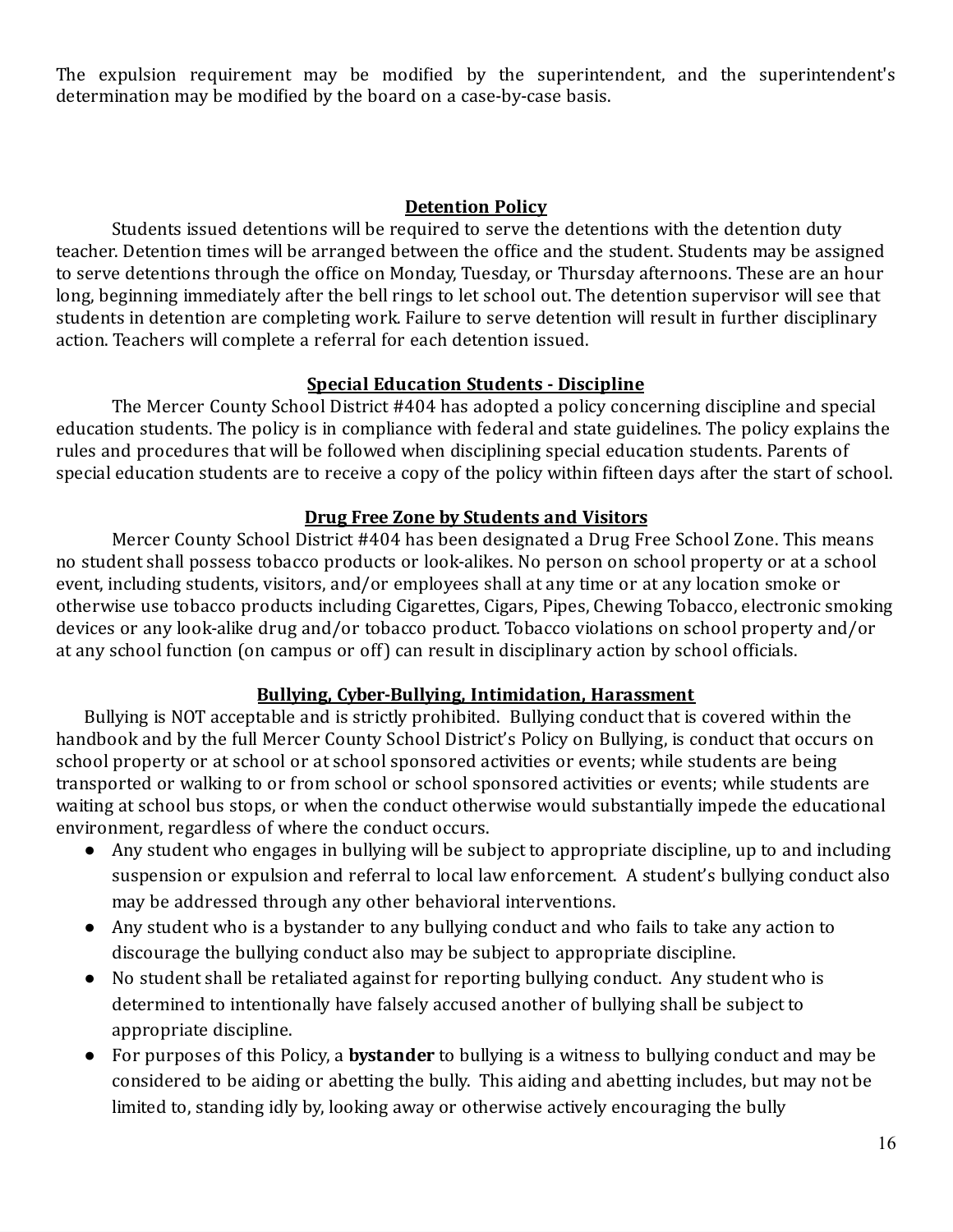The expulsion requirement may be modified by the superintendent, and the superintendent's determination may be modified by the board on a case-by-case basis.

## Detention Policy

Students issued detentions will be required to serve the detentions with the detention duty teacher. Detention times will be arranged between the office and the student. Students may be assigned to serve detentions through the office on Monday, Tuesday, or Thursday afternoons. These are an hour long, beginning immediately after the bell rings to let school out. The detention supervisor will see that students in detention are completing work. Failure to serve detention will result in further disciplinary action. Teachers will complete a referral for each detention issued.

## Special Education Students - Discipline

The Mercer County School District #404 has adopted a policy concerning discipline and special education students. The policy is in compliance with federal and state guidelines. The policy explains the rules and procedures that will be followed when disciplining special education students. Parents of special education students are to receive a copy of the policy within fifteen days after the start of school.

## Drug Free Zone by Students and Visitors

Mercer County School District #404 has been designated a Drug Free School Zone. This means no student shall possess tobacco products or look-alikes. No person on school property or at a school event, including students, visitors, and/or employees shall at any time or at any location smoke or otherwise use tobacco products including Cigarettes, Cigars, Pipes, Chewing Tobacco, electronic smoking devices or any look-alike drug and/or tobacco product. Tobacco violations on school property and/or at any school function (on campus or off) can result in disciplinary action by school officials.

## Bullying, Cyber-Bullying, Intimidation, Harassment

Bullying is NOT acceptable and is strictly prohibited. Bullying conduct that is covered within the handbook and by the full Mercer County District's Policy on Bullying, is conduct that occurs on school property or at school or at school sponsored activities or events; while students are being transported or walking to or from school or school sponsored activities or events; while students are waiting at school bus stops, or when the conduct otherwise would substantially impede the educational environment, regardless of where the conduct occurs.

- Any student who engages in bullying will be subject to appropriate discipline, up to and including suspension or expulsion and referral to local law enforcement. A student's bullying conduct also may be addressed through any other behavioral interventions.
- Any student who is a bystander to any bullying conduct and who fails to take any action to discourage the bullying conduct also may be subject to appropriate discipline.
- No student shall be retaliated against for reporting bullying conduct. Any student who is determined to intentionally have falsely accused another of bullying shall be subject to appropriate discipline.
- For purposes of this Policy, a **bystander** to bullying is a witness to bullying conduct and may be considered to be aiding or abetting the bully. This aiding and abetting includes, but may not be limited to, standing idly by, looking away or otherwise actively encouraging the bully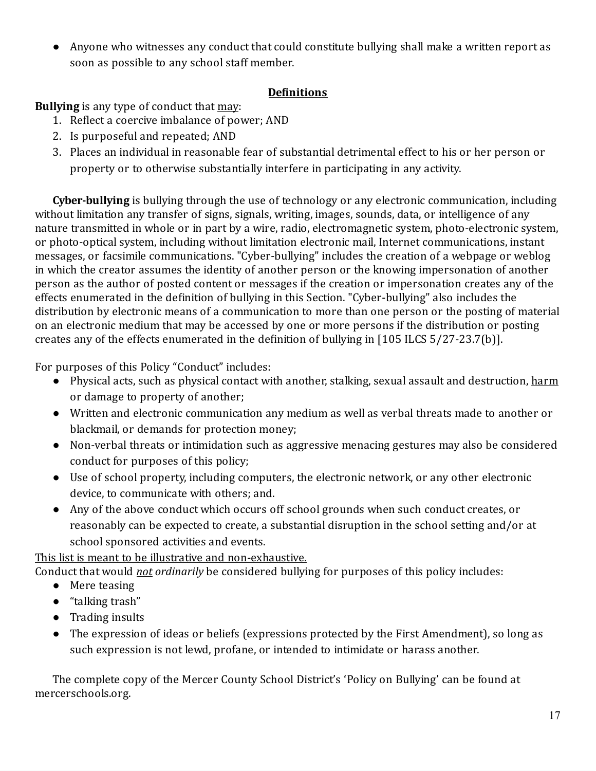- Anyone who witnesses any conduct that could constitute bullying shall make a written report as soon as possible to any school staff member.

## <u>Definitions</u>

**Bullying** is any type of conduct that <u>may</u>:

1. Reflect a coercive imbalance of power; AND
2. Is purposeful and repeated; AND
3. Places an individual in reasonable fear of substantial detrimental effect to his or her person or property or to otherwise substantially interfere in participating in any activity.

**Cyber-bullying** is bullying through the use of technology or any electronic communication, including without limitation any transfer of signs, signals, writing, images, sounds, data, or intelligence of any nature transmitted in whole or in part by a wire, radio, electromagnetic system, photo-electronic system, or photo-optical system, including without limitation electronic mail, Internet communications, instant messages, or facsimile communications. "Cyber-bullying" includes the creation of a webpage or weblog in which the creator assumes the identity of another person or the knowing impersonation of another person as the author of posted content or messages if the creation or impersonation creates any of the effects enumerated in the definition of bullying in this Section. "Cyber-bullying" also includes the distribution by electronic means of a communication to more than one person or the posting of material on an electronic medium that may be accessed by one or more persons if the distribution or posting creates any of the effects enumerated in the definition of bullying in [105 ILCS 5/27-23.7(b)].

For purposes of this Policy "Conduct" includes:

- Physical acts, such as physical contact with another, stalking, sexual assault and destruction, <u>harm</u> or damage to property of another;
- Written and electronic communication any medium as well as verbal threats made to another or blackmail, or demands for protection money;
- Non-verbal threats or intimidation such as aggressive menacing gestures may also be considered conduct for purposes of this policy;
- Use of school property, including computers, the electronic network, or any other electronic device, to communicate with others; and.
- Any of the above conduct which occurs off school grounds when such conduct creates, or reasonably can be expected to create, a substantial disruption in the school setting and/or at school sponsored activities and events.

<u>This list is meant to be illustrative and non-exhaustive.</u>

Conduct that would <u>*not*</u> *ordinarily* be considered bullying for purposes of this policy includes:

- Mere teasing
- "talking trash"
- Trading insults
- The expression of ideas or beliefs (expressions protected by the First Amendment), so long as such expression is not lewd, profane, or intended to intimidate or harass another.

The complete copy of the Mercer County School District's 'Policy on Bullying' can be found at mercerschools.org.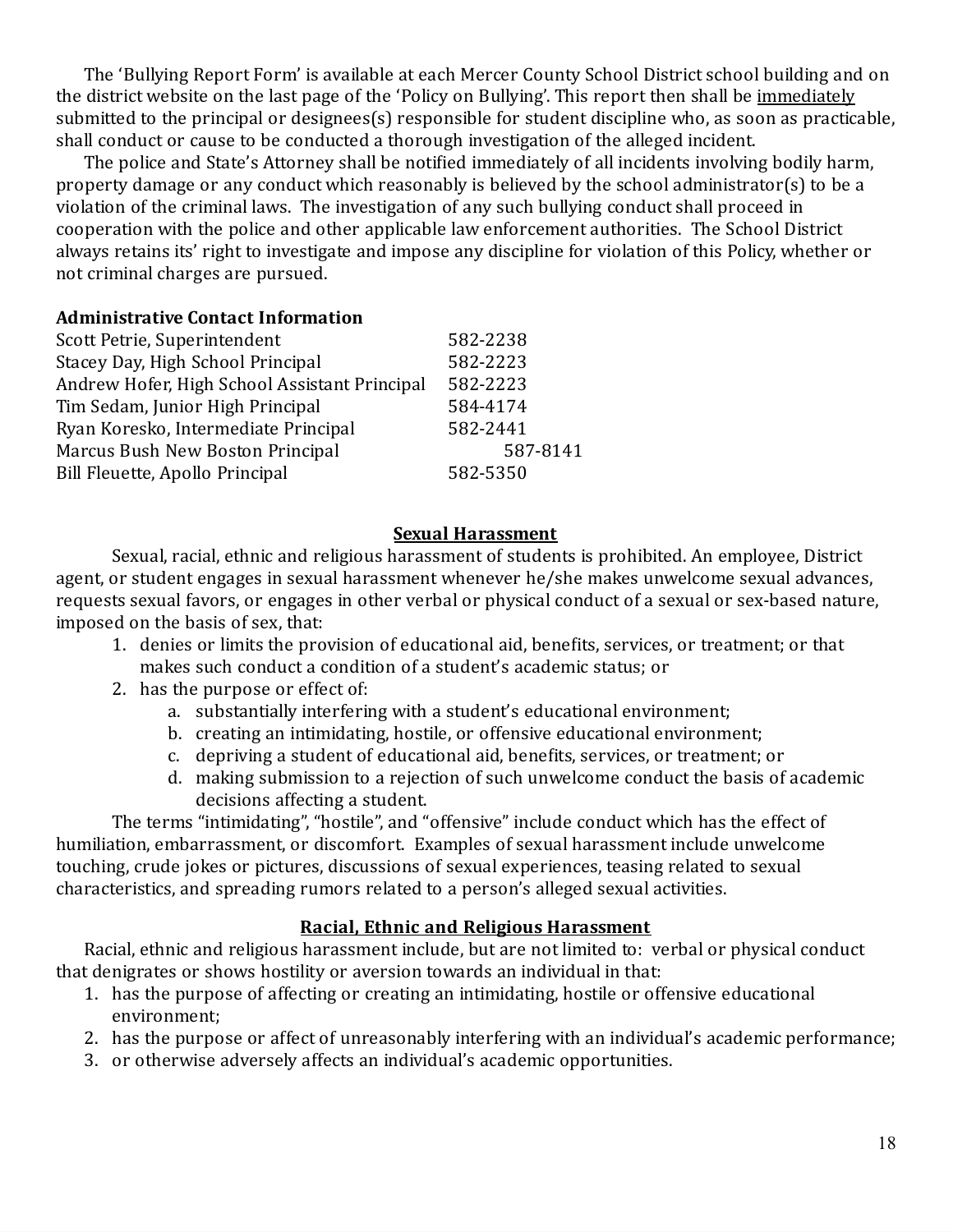The 'Bullying Report Form' is available at each Mercer County School District school building and on the district website on the last page of the 'Policy on Bullying'. This report then shall be <u>immediately</u> submitted to the principal or designees(s) responsible for student discipline who, as soon as practicable, shall conduct or cause to be conducted a thorough investigation of the alleged incident.

The police and State's Attorney shall be notified immediately of all incidents involving bodily harm, property damage or any conduct which reasonably is believed by the school administrator(s) to be a violation of the criminal laws. The investigation of any such bullying conduct shall proceed in cooperation with the police and other applicable law enforcement authorities. The School District always retains its' right to investigate and impose any discipline for violation of this Policy, whether or not criminal charges are pursued.

**Administrative Contact Information**

| | |
|---|---|
| Scott Petrie, Superintendent | 582-2238 |
| Stacey Day, High School Principal | 582-2223 |
| Andrew Hofer, High School Assistant Principal | 582-2223 |
| Tim Sedam, Junior High Principal | 584-4174 |
| Ryan Koresko, Intermediate Principal | 582-2441 |
| Marcus Bush New Boston Principal | 587-8141 |
| Bill Fleuette, Apollo Principal | 582-5350 |

## Sexual Harassment

Sexual, racial, ethnic and religious harassment of students is prohibited. An employee, District agent, or student engages in sexual harassment whenever he/she makes unwelcome sexual advances, requests sexual favors, or engages in other verbal or physical conduct of a sexual or sex-based nature, imposed on the basis of sex, that:

1. denies or limits the provision of educational aid, benefits, services, or treatment; or that makes such conduct a condition of a student's academic status; or
2. has the purpose or effect of:
    a. substantially interfering with a student's educational environment;
    b. creating an intimidating, hostile, or offensive educational environment;
    c. depriving a student of educational aid, benefits, services, or treatment; or
    d. making submission to a rejection of such unwelcome conduct the basis of academic decisions affecting a student.

The terms "intimidating", "hostile", and "offensive" include conduct which has the effect of humiliation, embarrassment, or discomfort. Examples of sexual harassment include unwelcome touching, crude jokes or pictures, discussions of sexual experiences, teasing related to sexual characteristics, and spreading rumors related to a person's alleged sexual activities.

## Racial, Ethnic and Religious Harassment

Racial, ethnic and religious harassment include, but are not limited to: verbal or physical conduct that denigrates or shows hostility or aversion towards an individual in that:

1. has the purpose of affecting or creating an intimidating, hostile or offensive educational environment;
2. has the purpose or affect of unreasonably interfering with an individual's academic performance;
3. or otherwise adversely affects an individual's academic opportunities.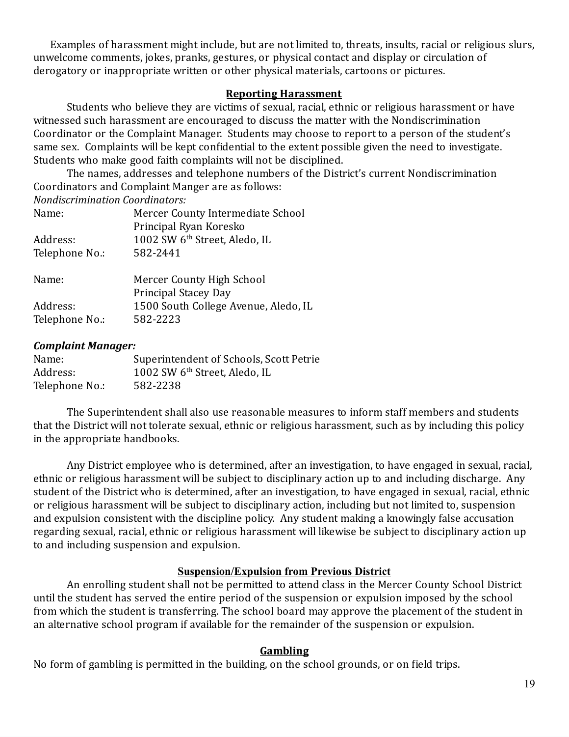Examples of harassment might include, but are not limited to, threats, insults, racial or religious slurs, unwelcome comments, jokes, pranks, gestures, or physical contact and display or circulation of derogatory or inappropriate written or other physical materials, cartoons or pictures.

## Reporting Harassment

Students who believe they are victims of sexual, racial, ethnic or religious harassment or have witnessed such harassment are encouraged to discuss the matter with the Nondiscrimination Coordinator or the Complaint Manager. Students may choose to report to a person of the student's same sex. Complaints will be kept confidential to the extent possible given the need to investigate. Students who make good faith complaints will not be disciplined.

The names, addresses and telephone numbers of the District's current Nondiscrimination Coordinators and Complaint Manger are as follows:

*Nondiscrimination Coordinators:*

Name: Mercer County Intermediate School
Principal Ryan Koresko
Address: 1002 SW 6th Street, Aledo, IL
Telephone No.: 582-2441

Name: Mercer County High School
Principal Stacey Day
Address: 1500 South College Avenue, Aledo, IL
Telephone No.: 582-2223

***Complaint Manager:***

Name: Superintendent of Schools, Scott Petrie
Address: 1002 SW 6th Street, Aledo, IL
Telephone No.: 582-2238

The Superintendent shall also use reasonable measures to inform staff members and students that the District will not tolerate sexual, ethnic or religious harassment, such as by including this policy in the appropriate handbooks.

Any District employee who is determined, after an investigation, to have engaged in sexual, racial, ethnic or religious harassment will be subject to disciplinary action up to and including discharge. Any student of the District who is determined, after an investigation, to have engaged in sexual, racial, ethnic or religious harassment will be subject to disciplinary action, including but not limited to, suspension and expulsion consistent with the discipline policy. Any student making a knowingly false accusation regarding sexual, racial, ethnic or religious harassment will likewise be subject to disciplinary action up to and including suspension and expulsion.

## Suspension/Expulsion from Previous District

An enrolling student shall not be permitted to attend class in the Mercer County School District until the student has served the entire period of the suspension or expulsion imposed by the school from which the student is transferring. The school board may approve the placement of the student in an alternative school program if available for the remainder of the suspension or expulsion.

## Gambling

No form of gambling is permitted in the building, on the school grounds, or on field trips.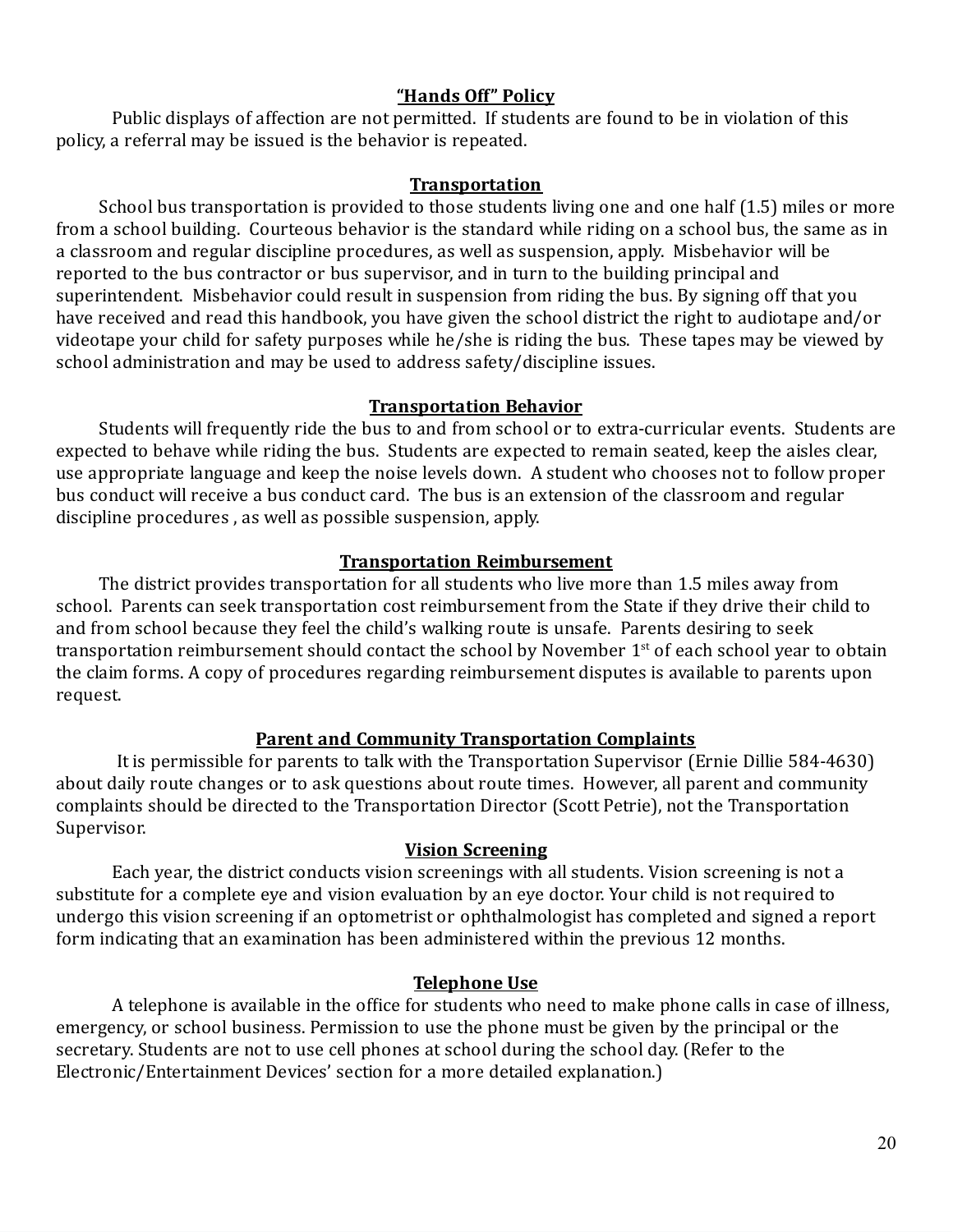## "Hands Off" Policy

Public displays of affection are not permitted. If students are found to be in violation of this policy, a referral may be issued is the behavior is repeated.

## Transportation

School bus transportation is provided to those students living one and one half (1.5) miles or more from a school building. Courteous behavior is the standard while riding on a school bus, the same as in a classroom and regular discipline procedures, as well as suspension, apply. Misbehavior will be reported to the bus contractor or bus supervisor, and in turn to the building principal and superintendent. Misbehavior could result in suspension from riding the bus. By signing off that you have received and read this handbook, you have given the school district the right to audiotape and/or videotape your child for safety purposes while he/she is riding the bus. These tapes may be viewed by school administration and may be used to address safety/discipline issues.

## Transportation Behavior

Students will frequently ride the bus to and from school or to extra-curricular events. Students are expected to behave while riding the bus. Students are expected to remain seated, keep the aisles clear, use appropriate language and keep the noise levels down. A student who chooses not to follow proper bus conduct will receive a bus conduct card. The bus is an extension of the classroom and regular discipline procedures , as well as possible suspension, apply.

## Transportation Reimbursement

The district provides transportation for all students who live more than 1.5 miles away from school. Parents can seek transportation cost reimbursement from the State if they drive their child to and from school because they feel the child's walking route is unsafe. Parents desiring to seek transportation reimbursement should contact the school by November 1st of each school year to obtain the claim forms. A copy of procedures regarding reimbursement disputes is available to parents upon request.

## Parent and Community Transportation Complaints

It is permissible for parents to talk with the Transportation Supervisor (Ernie Dillie 584-4630) about daily route changes or to ask questions about route times. However, all parent and community complaints should be directed to the Transportation Director (Scott Petrie), not the Transportation Supervisor.

## Vision Screening

Each year, the district conducts vision screenings with all students. Vision screening is not a substitute for a complete eye and vision evaluation by an eye doctor. Your child is not required to undergo this vision screening if an optometrist or ophthalmologist has completed and signed a report form indicating that an examination has been administered within the previous 12 months.

## Telephone Use

A telephone is available in the office for students who need to make phone calls in case of illness, emergency, or school business. Permission to use the phone must be given by the principal or the secretary. Students are not to use cell phones at school during the school day. (Refer to the Electronic/Entertainment Devices' section for a more detailed explanation.)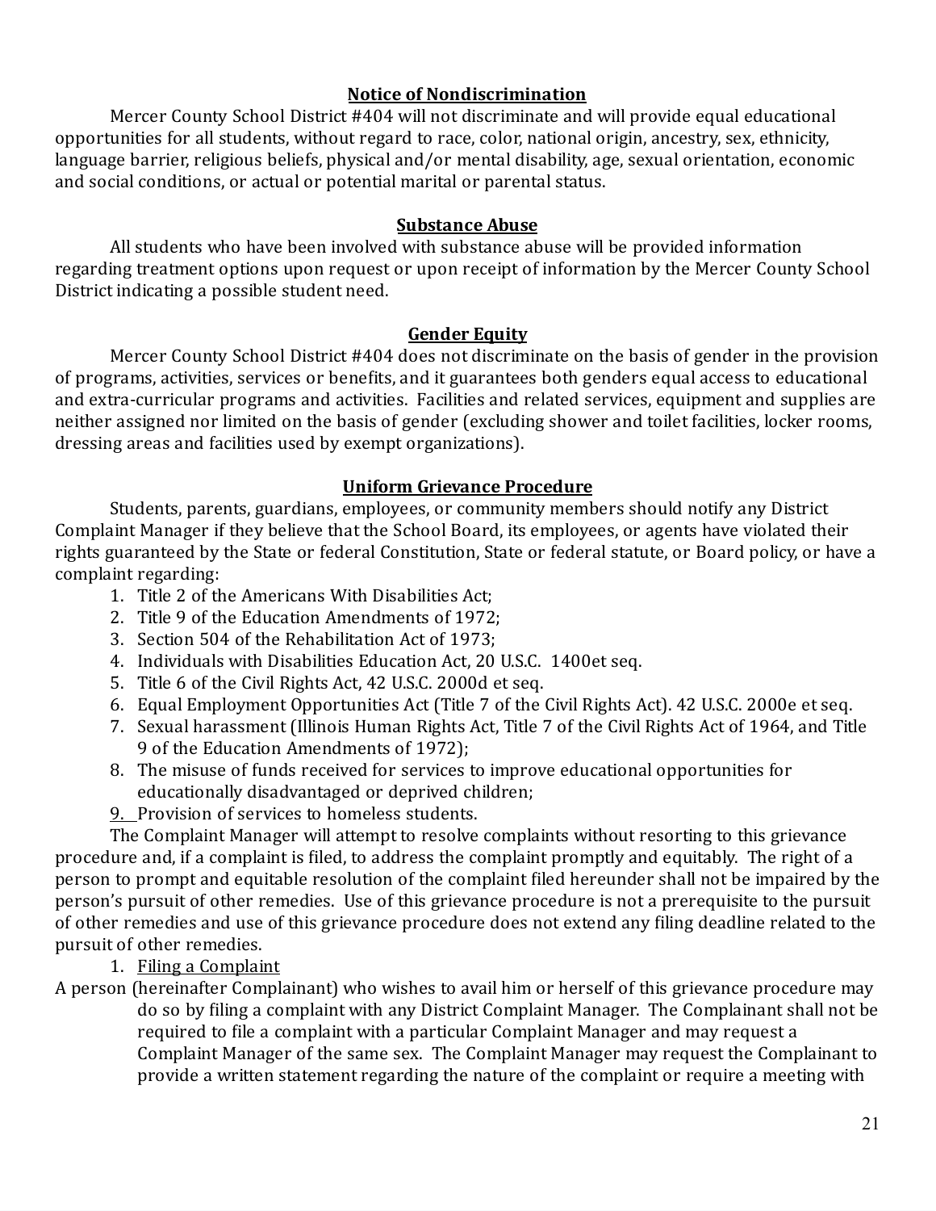## Notice of Nondiscrimination

Mercer County School District #404 will not discriminate and will provide equal educational opportunities for all students, without regard to race, color, national origin, ancestry, sex, ethnicity, language barrier, religious beliefs, physical and/or mental disability, age, sexual orientation, economic and social conditions, or actual or potential marital or parental status.

## Substance Abuse

All students who have been involved with substance abuse will be provided information regarding treatment options upon request or upon receipt of information by the Mercer County School District indicating a possible student need.

## Gender Equity

Mercer County School District #404 does not discriminate on the basis of gender in the provision of programs, activities, services or benefits, and it guarantees both genders equal access to educational and extra-curricular programs and activities. Facilities and related services, equipment and supplies are neither assigned nor limited on the basis of gender (excluding shower and toilet facilities, locker rooms, dressing areas and facilities used by exempt organizations).

## Uniform Grievance Procedure

Students, parents, guardians, employees, or community members should notify any District Complaint Manager if they believe that the School Board, its employees, or agents have violated their rights guaranteed by the State or federal Constitution, State or federal statute, or Board policy, or have a complaint regarding:

1. Title 2 of the Americans With Disabilities Act;
2. Title 9 of the Education Amendments of 1972;
3. Section 504 of the Rehabilitation Act of 1973;
4. Individuals with Disabilities Education Act, 20 U.S.C. 1400et seq.
5. Title 6 of the Civil Rights Act, 42 U.S.C. 2000d et seq.
6. Equal Employment Opportunities Act (Title 7 of the Civil Rights Act). 42 U.S.C. 2000e et seq.
7. Sexual harassment (Illinois Human Rights Act, Title 7 of the Civil Rights Act of 1964, and Title 9 of the Education Amendments of 1972);
8. The misuse of funds received for services to improve educational opportunities for educationally disadvantaged or deprived children;
9. Provision of services to homeless students.

The Complaint Manager will attempt to resolve complaints without resorting to this grievance procedure and, if a complaint is filed, to address the complaint promptly and equitably. The right of a person to prompt and equitable resolution of the complaint filed hereunder shall not be impaired by the person's pursuit of other remedies. Use of this grievance procedure is not a prerequisite to the pursuit of other remedies and use of this grievance procedure does not extend any filing deadline related to the pursuit of other remedies.

1. Filing a Complaint

A person (hereinafter Complainant) who wishes to avail him or herself of this grievance procedure may do so by filing a complaint with any District Complaint Manager. The Complainant shall not be required to file a complaint with a particular Complaint Manager and may request a Complaint Manager of the same sex. The Complaint Manager may request the Complainant to provide a written statement regarding the nature of the complaint or require a meeting with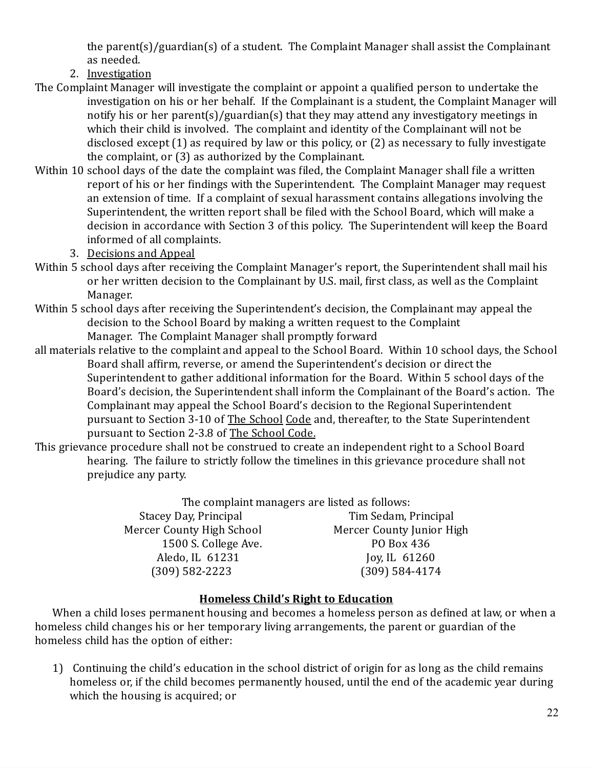the parent(s)/guardian(s) of a student. The Complaint Manager shall assist the Complainant as needed.

2. Investigation

The Complaint Manager will investigate the complaint or appoint a qualified person to undertake the investigation on his or her behalf. If the Complainant is a student, the Complaint Manager will notify his or her parent(s)/guardian(s) that they may attend any investigatory meetings in which their child is involved. The complaint and identity of the Complainant will not be disclosed except (1) as required by law or this policy, or (2) as necessary to fully investigate the complaint, or (3) as authorized by the Complainant.

Within 10 school days of the date the complaint was filed, the Complaint Manager shall file a written report of his or her findings with the Superintendent. The Complaint Manager may request an extension of time. If a complaint of sexual harassment contains allegations involving the Superintendent, the written report shall be filed with the School Board, which will make a decision in accordance with Section 3 of this policy. The Superintendent will keep the Board informed of all complaints.

3. Decisions and Appeal

Within 5 school days after receiving the Complaint Manager's report, the Superintendent shall mail his or her written decision to the Complainant by U.S. mail, first class, as well as the Complaint Manager.

Within 5 school days after receiving the Superintendent's decision, the Complainant may appeal the decision to the School Board by making a written request to the Complaint Manager. The Complaint Manager shall promptly forward all materials relative to the complaint and appeal to the School Board. Within 10 school days, the School Board shall affirm, reverse, or amend the Superintendent's decision or direct the Superintendent to gather additional information for the Board. Within 5 school days of the Board's decision, the Superintendent shall inform the Complainant of the Board's action. The Complainant may appeal the School Board's decision to the Regional Superintendent pursuant to Section 3-10 of The School Code and, thereafter, to the State Superintendent pursuant to Section 2-3.8 of The School Code.

This grievance procedure shall not be construed to create an independent right to a School Board hearing. The failure to strictly follow the timelines in this grievance procedure shall not prejudice any party.

The complaint managers are listed as follows:

| | |
|---|---|
| Stacey Day, Principal | Tim Sedam, Principal |
| Mercer County High School | Mercer County Junior High |
| 1500 S. College Ave. | PO Box 436 |
| Aledo, IL 61231 | Joy, IL 61260 |
| (309) 582-2223 | (309) 584-4174 |

**Homeless Child's Right to Education**

When a child loses permanent housing and becomes a homeless person as defined at law, or when a homeless child changes his or her temporary living arrangements, the parent or guardian of the homeless child has the option of either:

1) Continuing the child's education in the school district of origin for as long as the child remains homeless or, if the child becomes permanently housed, until the end of the academic year during which the housing is acquired; or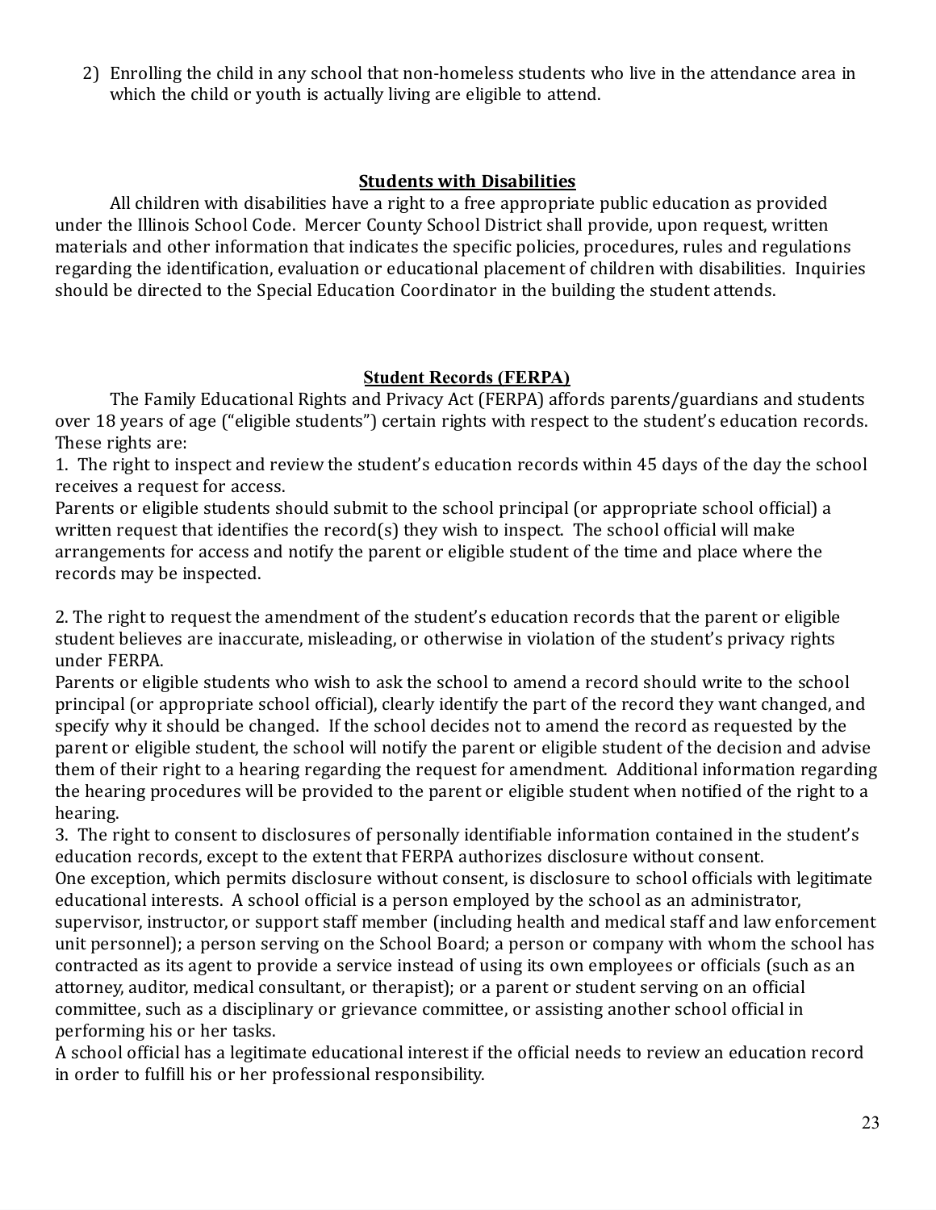2) Enrolling the child in any school that non-homeless students who live in the attendance area in which the child or youth is actually living are eligible to attend.

## Students with Disabilities

All children with disabilities have a right to a free appropriate public education as provided under the Illinois School Code. Mercer County School District shall provide, upon request, written materials and other information that indicates the specific policies, procedures, rules and regulations regarding the identification, evaluation or educational placement of children with disabilities. Inquiries should be directed to the Special Education Coordinator in the building the student attends.

## Student Records (FERPA)

The Family Educational Rights and Privacy Act (FERPA) affords parents/guardians and students over 18 years of age ("eligible students") certain rights with respect to the student's education records. These rights are:

1. The right to inspect and review the student's education records within 45 days of the day the school receives a request for access.

Parents or eligible students should submit to the school principal (or appropriate school official) a written request that identifies the record(s) they wish to inspect. The school official will make arrangements for access and notify the parent or eligible student of the time and place where the records may be inspected.

2. The right to request the amendment of the student's education records that the parent or eligible student believes are inaccurate, misleading, or otherwise in violation of the student's privacy rights under FERPA.

Parents or eligible students who wish to ask the school to amend a record should write to the school principal (or appropriate school official), clearly identify the part of the record they want changed, and specify why it should be changed. If the school decides not to amend the record as requested by the parent or eligible student, the school will notify the parent or eligible student of the decision and advise them of their right to a hearing regarding the request for amendment. Additional information regarding the hearing procedures will be provided to the parent or eligible student when notified of the right to a hearing.

3. The right to consent to disclosures of personally identifiable information contained in the student's education records, except to the extent that FERPA authorizes disclosure without consent.

One exception, which permits disclosure without consent, is disclosure to school officials with legitimate educational interests. A school official is a person employed by the school as an administrator, supervisor, instructor, or support staff member (including health and medical staff and law enforcement unit personnel); a person serving on the School Board; a person or company with whom the school has contracted as its agent to provide a service instead of using its own employees or officials (such as an attorney, auditor, medical consultant, or therapist); or a parent or student serving on an official committee, such as a disciplinary or grievance committee, or assisting another school official in performing his or her tasks.

A school official has a legitimate educational interest if the official needs to review an education record in order to fulfill his or her professional responsibility.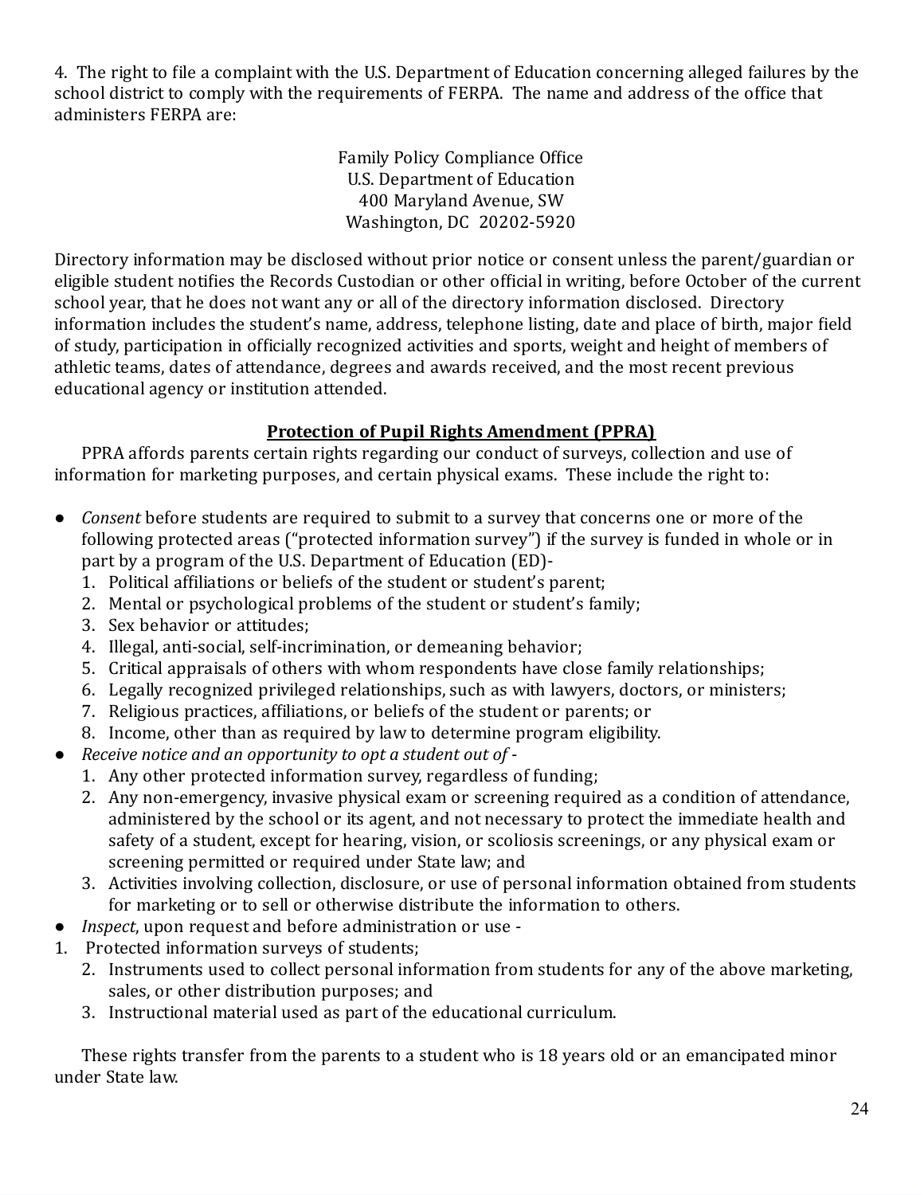4. The right to file a complaint with the U.S. Department of Education concerning alleged failures by the school district to comply with the requirements of FERPA. The name and address of the office that administers FERPA are:

Family Policy Compliance Office
U.S. Department of Education
400 Maryland Avenue, SW
Washington, DC 20202-5920

Directory information may be disclosed without prior notice or consent unless the parent/guardian or eligible student notifies the Records Custodian or other official in writing, before October of the current school year, that he does not want any or all of the directory information disclosed. Directory information includes the student's name, address, telephone listing, date and place of birth, major field of study, participation in officially recognized activities and sports, weight and height of members of athletic teams, dates of attendance, degrees and awards received, and the most recent previous educational agency or institution attended.

## Protection of Pupil Rights Amendment (PPRA)

PPRA affords parents certain rights regarding our conduct of surveys, collection and use of information for marketing purposes, and certain physical exams. These include the right to:

- *Consent* before students are required to submit to a survey that concerns one or more of the following protected areas ("protected information survey") if the survey is funded in whole or in part by a program of the U.S. Department of Education (ED)-
  1. Political affiliations or beliefs of the student or student's parent;
  2. Mental or psychological problems of the student or student's family;
  3. Sex behavior or attitudes;
  4. Illegal, anti-social, self-incrimination, or demeaning behavior;
  5. Critical appraisals of others with whom respondents have close family relationships;
  6. Legally recognized privileged relationships, such as with lawyers, doctors, or ministers;
  7. Religious practices, affiliations, or beliefs of the student or parents; or
  8. Income, other than as required by law to determine program eligibility.
- *Receive notice and an opportunity to opt a student out of* -
  1. Any other protected information survey, regardless of funding;
  2. Any non-emergency, invasive physical exam or screening required as a condition of attendance, administered by the school or its agent, and not necessary to protect the immediate health and safety of a student, except for hearing, vision, or scoliosis screenings, or any physical exam or screening permitted or required under State law; and
  3. Activities involving collection, disclosure, or use of personal information obtained from students for marketing or to sell or otherwise distribute the information to others.
- *Inspect*, upon request and before administration or use -
  1. Protected information surveys of students;
  2. Instruments used to collect personal information from students for any of the above marketing, sales, or other distribution purposes; and
  3. Instructional material used as part of the educational curriculum.

These rights transfer from the parents to a student who is 18 years old or an emancipated minor under State law.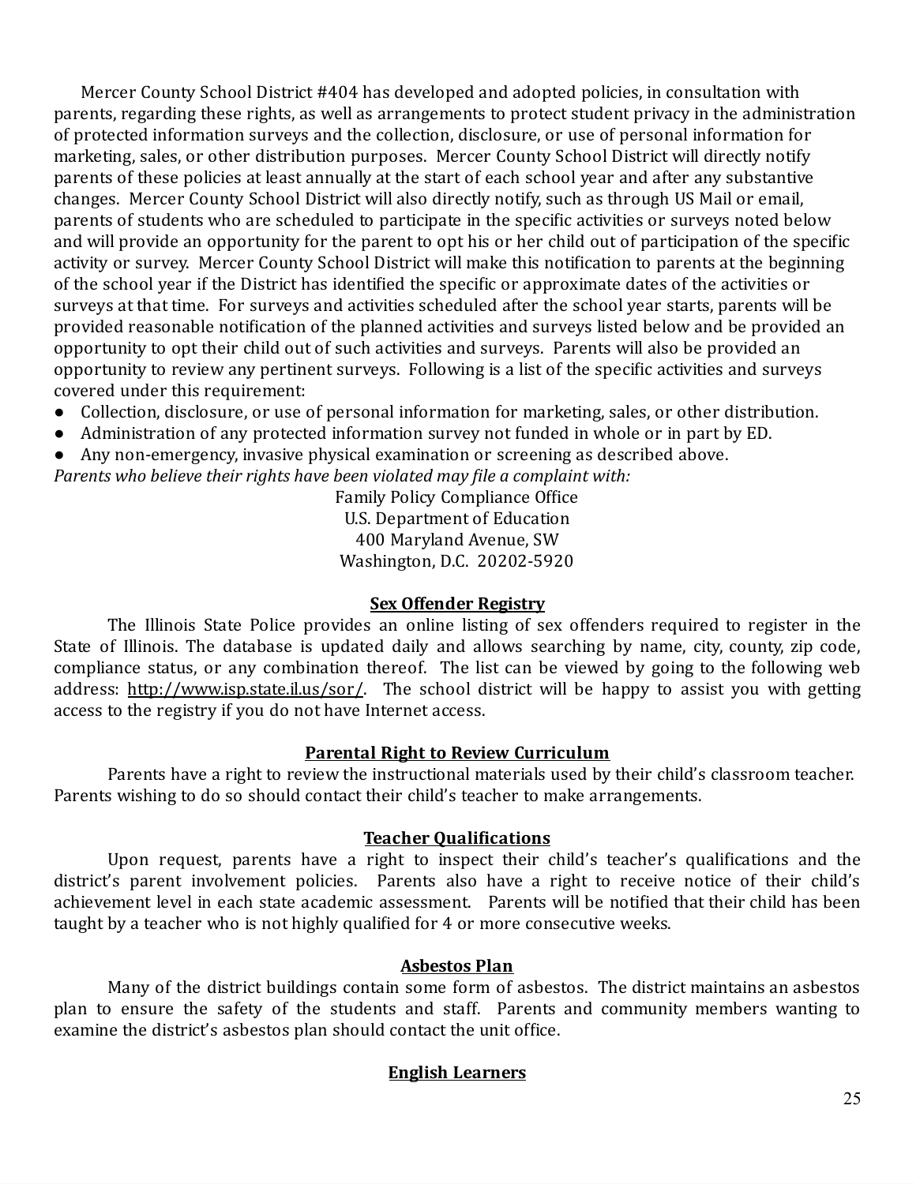Mercer County School District #404 has developed and adopted policies, in consultation with parents, regarding these rights, as well as arrangements to protect student privacy in the administration of protected information surveys and the collection, disclosure, or use of personal information for marketing, sales, or other distribution purposes. Mercer County School District will directly notify parents of these policies at least annually at the start of each school year and after any substantive changes. Mercer County School District will also directly notify, such as through US Mail or email, parents of students who are scheduled to participate in the specific activities or surveys noted below and will provide an opportunity for the parent to opt his or her child out of participation of the specific activity or survey. Mercer County School District will make this notification to parents at the beginning of the school year if the District has identified the specific or approximate dates of the activities or surveys at that time. For surveys and activities scheduled after the school year starts, parents will be provided reasonable notification of the planned activities and surveys listed below and be provided an opportunity to opt their child out of such activities and surveys. Parents will also be provided an opportunity to review any pertinent surveys. Following is a list of the specific activities and surveys covered under this requirement:

- Collection, disclosure, or use of personal information for marketing, sales, or other distribution.
- Administration of any protected information survey not funded in whole or in part by ED.
- Any non-emergency, invasive physical examination or screening as described above.

*Parents who believe their rights have been violated may file a complaint with:*

Family Policy Compliance Office
U.S. Department of Education
400 Maryland Avenue, SW
Washington, D.C. 20202-5920

## Sex Offender Registry

The Illinois State Police provides an online listing of sex offenders required to register in the State of Illinois. The database is updated daily and allows searching by name, city, county, zip code, compliance status, or any combination thereof. The list can be viewed by going to the following web address: http://www.isp.state.il.us/sor/. The school district will be happy to assist you with getting access to the registry if you do not have Internet access.

## Parental Right to Review Curriculum

Parents have a right to review the instructional materials used by their child's classroom teacher. Parents wishing to do so should contact their child's teacher to make arrangements.

## Teacher Qualifications

Upon request, parents have a right to inspect their child's teacher's qualifications and the district's parent involvement policies. Parents also have a right to receive notice of their child's achievement level in each state academic assessment. Parents will be notified that their child has been taught by a teacher who is not highly qualified for 4 or more consecutive weeks.

## Asbestos Plan

Many of the district buildings contain some form of asbestos. The district maintains an asbestos plan to ensure the safety of the students and staff. Parents and community members wanting to examine the district's asbestos plan should contact the unit office.

## English Learners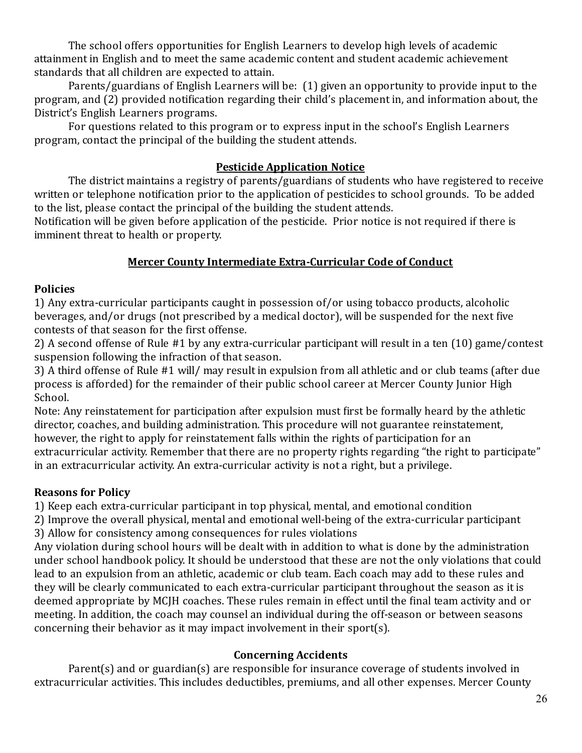The school offers opportunities for English Learners to develop high levels of academic attainment in English and to meet the same academic content and student academic achievement standards that all children are expected to attain.

Parents/guardians of English Learners will be: (1) given an opportunity to provide input to the program, and (2) provided notification regarding their child's placement in, and information about, the District's English Learners programs.

For questions related to this program or to express input in the school's English Learners program, contact the principal of the building the student attends.

## Pesticide Application Notice

The district maintains a registry of parents/guardians of students who have registered to receive written or telephone notification prior to the application of pesticides to school grounds. To be added to the list, please contact the principal of the building the student attends.

Notification will be given before application of the pesticide. Prior notice is not required if there is imminent threat to health or property.

## Mercer County Intermediate Extra-Curricular Code of Conduct

**Policies**

1) Any extra-curricular participants caught in possession of/or using tobacco products, alcoholic beverages, and/or drugs (not prescribed by a medical doctor), will be suspended for the next five contests of that season for the first offense.

2) A second offense of Rule #1 by any extra-curricular participant will result in a ten (10) game/contest suspension following the infraction of that season.

3) A third offense of Rule #1 will/ may result in expulsion from all athletic and or club teams (after due process is afforded) for the remainder of their public school career at Mercer County Junior High School.

Note: Any reinstatement for participation after expulsion must first be formally heard by the athletic director, coaches, and building administration. This procedure will not guarantee reinstatement, however, the right to apply for reinstatement falls within the rights of participation for an extracurricular activity. Remember that there are no property rights regarding "the right to participate" in an extracurricular activity. An extra-curricular activity is not a right, but a privilege.

**Reasons for Policy**

1) Keep each extra-curricular participant in top physical, mental, and emotional condition

2) Improve the overall physical, mental and emotional well-being of the extra-curricular participant

3) Allow for consistency among consequences for rules violations

Any violation during school hours will be dealt with in addition to what is done by the administration under school handbook policy. It should be understood that these are not the only violations that could lead to an expulsion from an athletic, academic or club team. Each coach may add to these rules and they will be clearly communicated to each extra-curricular participant throughout the season as it is deemed appropriate by MCJH coaches. These rules remain in effect until the final team activity and or meeting. In addition, the coach may counsel an individual during the off-season or between seasons concerning their behavior as it may impact involvement in their sport(s).

### Concerning Accidents

Parent(s) and or guardian(s) are responsible for insurance coverage of students involved in extracurricular activities. This includes deductibles, premiums, and all other expenses. Mercer County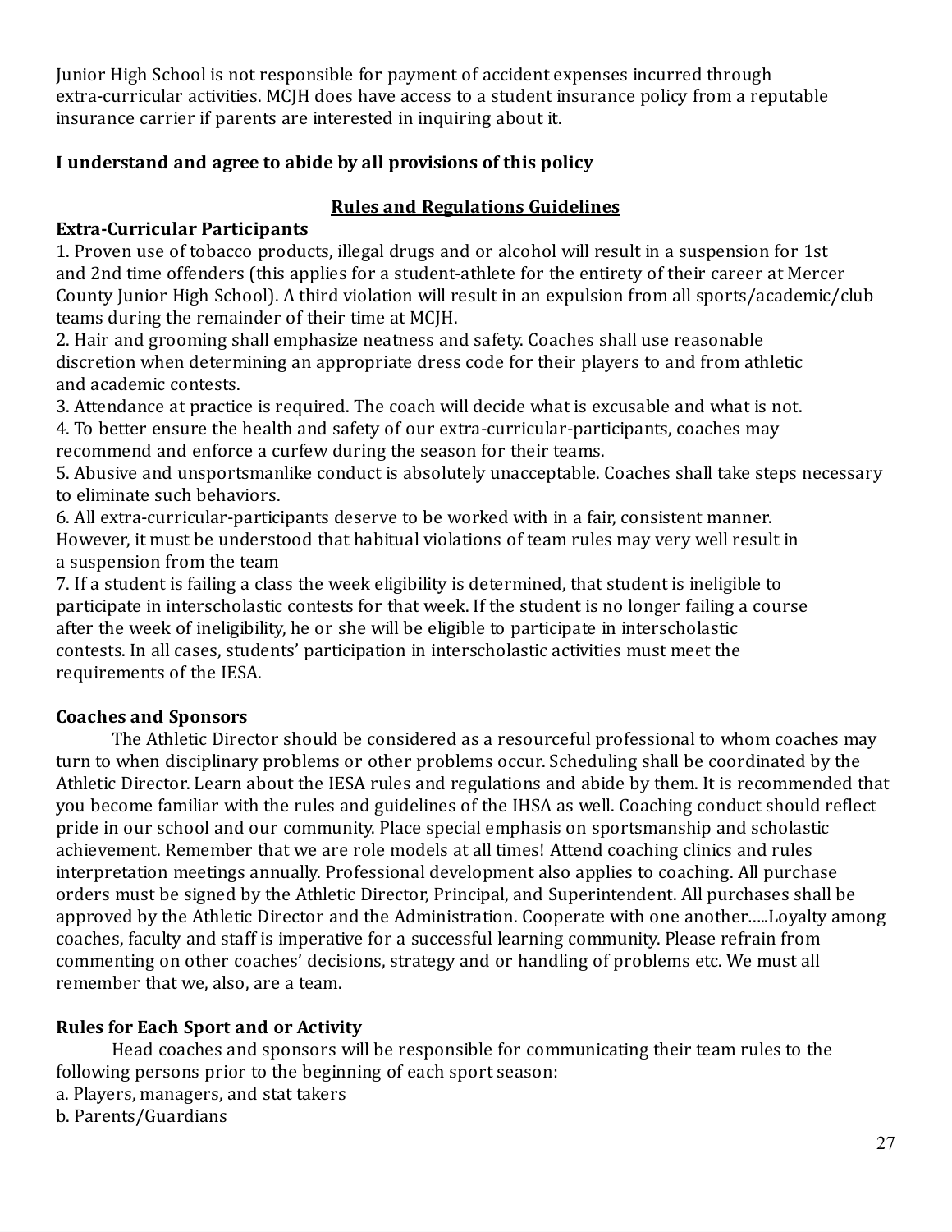Junior High School is not responsible for payment of accident expenses incurred through extra-curricular activities. MCJH does have access to a student insurance policy from a reputable insurance carrier if parents are interested in inquiring about it.

**I understand and agree to abide by all provisions of this policy**

## Rules and Regulations Guidelines

**Extra-Curricular Participants**

1. Proven use of tobacco products, illegal drugs and or alcohol will result in a suspension for 1st and 2nd time offenders (this applies for a student-athlete for the entirety of their career at Mercer County Junior High School). A third violation will result in an expulsion from all sports/academic/club teams during the remainder of their time at MCJH.
2. Hair and grooming shall emphasize neatness and safety. Coaches shall use reasonable discretion when determining an appropriate dress code for their players to and from athletic and academic contests.
3. Attendance at practice is required. The coach will decide what is excusable and what is not.
4. To better ensure the health and safety of our extra-curricular-participants, coaches may recommend and enforce a curfew during the season for their teams.
5. Abusive and unsportsmanlike conduct is absolutely unacceptable. Coaches shall take steps necessary to eliminate such behaviors.
6. All extra-curricular-participants deserve to be worked with in a fair, consistent manner. However, it must be understood that habitual violations of team rules may very well result in a suspension from the team
7. If a student is failing a class the week eligibility is determined, that student is ineligible to participate in interscholastic contests for that week. If the student is no longer failing a course after the week of ineligibility, he or she will be eligible to participate in interscholastic contests. In all cases, students' participation in interscholastic activities must meet the requirements of the IESA.

**Coaches and Sponsors**

The Athletic Director should be considered as a resourceful professional to whom coaches may turn to when disciplinary problems or other problems occur. Scheduling shall be coordinated by the Athletic Director. Learn about the IESA rules and regulations and abide by them. It is recommended that you become familiar with the rules and guidelines of the IHSA as well. Coaching conduct should reflect pride in our school and our community. Place special emphasis on sportsmanship and scholastic achievement. Remember that we are role models at all times! Attend coaching clinics and rules interpretation meetings annually. Professional development also applies to coaching. All purchase orders must be signed by the Athletic Director, Principal, and Superintendent. All purchases shall be approved by the Athletic Director and the Administration. Cooperate with one another…..Loyalty among coaches, faculty and staff is imperative for a successful learning community. Please refrain from commenting on other coaches' decisions, strategy and or handling of problems etc. We must all remember that we, also, are a team.

**Rules for Each Sport and or Activity**

Head coaches and sponsors will be responsible for communicating their team rules to the following persons prior to the beginning of each sport season:

a. Players, managers, and stat takers
b. Parents/Guardians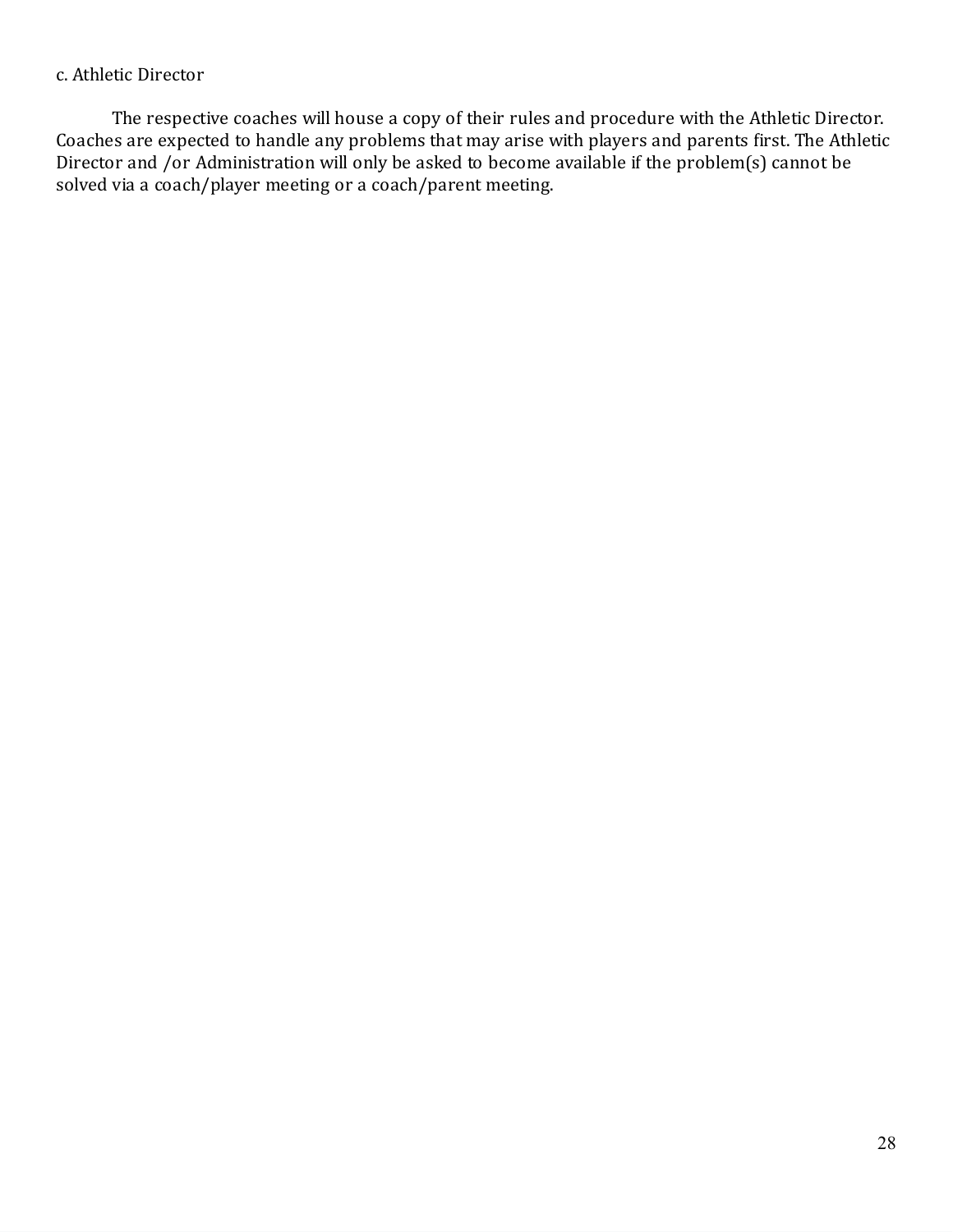c. Athletic Director

The respective coaches will house a copy of their rules and procedure with the Athletic Director. Coaches are expected to handle any problems that may arise with players and parents first. The Athletic Director and /or Administration will only be asked to become available if the problem(s) cannot be solved via a coach/player meeting or a coach/parent meeting.